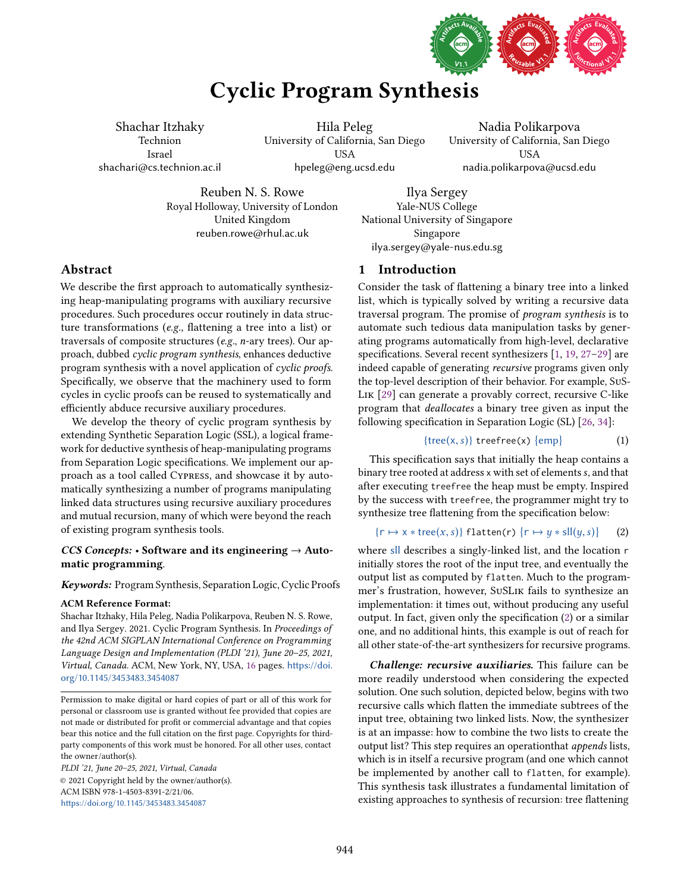# Cyclic Program Synthesis

Shachar Itzhaky
Technion
Israel
shachari@cs.technion.ac.il

Hila Peleg
University of California, San Diego
USA
hpeleg@eng.ucsd.edu

Nadia Polikarpova
University of California, San Diego
USA
nadia.polikarpova@ucsd.edu

Reuben N. S. Rowe
Royal Holloway, University of London
United Kingdom
reuben.rowe@rhul.ac.uk

Ilya Sergey
Yale-NUS College
National University of Singapore
Singapore
ilya.sergey@yale-nus.edu.sg

## Abstract

We describe the first approach to automatically synthesizing heap-manipulating programs with auxiliary recursive procedures. Such procedures occur routinely in data structure transformations (*e.g.*, flattening a tree into a list) or traversals of composite structures (*e.g.*, *n*-ary trees). Our approach, dubbed *cyclic program synthesis*, enhances deductive program synthesis with a novel application of *cyclic proofs*. Specifically, we observe that the machinery used to form cycles in cyclic proofs can be reused to systematically and efficiently abduce recursive auxiliary procedures.

We develop the theory of cyclic program synthesis by extending Synthetic Separation Logic (SSL), a logical framework for deductive synthesis of heap-manipulating programs from Separation Logic specifications. We implement our approach as a tool called Cypress, and showcase it by automatically synthesizing a number of programs manipulating linked data structures using recursive auxiliary procedures and mutual recursion, many of which were beyond the reach of existing program synthesis tools.

***CCS Concepts:*** • **Software and its engineering** → **Automatic programming**.

***Keywords:*** Program Synthesis, Separation Logic, Cyclic Proofs

**ACM Reference Format:**
Shachar Itzhaky, Hila Peleg, Nadia Polikarpova, Reuben N. S. Rowe, and Ilya Sergey. 2021. Cyclic Program Synthesis. In *Proceedings of the 42nd ACM SIGPLAN International Conference on Programming Language Design and Implementation (PLDI '21), June 20–25, 2021, Virtual, Canada.* ACM, New York, NY, USA, 16 pages. https://doi.org/10.1145/3453483.3454087

Permission to make digital or hard copies of part or all of this work for personal or classroom use is granted without fee provided that copies are not made or distributed for profit or commercial advantage and that copies bear this notice and the full citation on the first page. Copyrights for third-party components of this work must be honored. For all other uses, contact the owner/author(s).

*PLDI '21, June 20–25, 2021, Virtual, Canada*
© 2021 Copyright held by the owner/author(s).
ACM ISBN 978-1-4503-8391-2/21/06.
https://doi.org/10.1145/3453483.3454087

## 1 Introduction

Consider the task of flattening a binary tree into a linked list, which is typically solved by writing a recursive data traversal program. The promise of *program synthesis* is to automate such tedious data manipulation tasks by generating programs automatically from high-level, declarative specifications. Several recent synthesizers [1, 19, 27–29] are indeed capable of generating *recursive* programs given only the top-level description of their behavior. For example, SuSLik [29] can generate a provably correct, recursive C-like program that *deallocates* a binary tree given as input the following specification in Separation Logic (SL) [26, 34]:

$$\{\mathsf{tree}(\mathtt{x}, s)\}\ \mathtt{treefree(x)}\ \{\mathsf{emp}\} \tag{1}$$

This specification says that initially the heap contains a binary tree rooted at address x with set of elements $s$, and that after executing treefree the heap must be empty. Inspired by the success with treefree, the programmer might try to synthesize tree flattening from the specification below:

$$\{\mathtt{r} \mapsto \mathtt{x} * \mathsf{tree}(x, s)\}\ \mathtt{flatten(r)}\ \{\mathtt{r} \mapsto y * \mathsf{sll}(y, s)\} \tag{2}$$

where sll describes a singly-linked list, and the location r initially stores the root of the input tree, and eventually the output list as computed by flatten. Much to the programmer's frustration, however, SuSLik fails to synthesize an implementation: it times out, without producing any useful output. In fact, given only the specification (2) or a similar one, and no additional hints, this example is out of reach for all other state-of-the-art synthesizers for recursive programs.

***Challenge: recursive auxiliaries.*** This failure can be more readily understood when considering the expected solution. One such solution, depicted below, begins with two recursive calls which flatten the immediate subtrees of the input tree, obtaining two linked lists. Now, the synthesizer is at an impasse: how to combine the two lists to create the output list? This step requires an operationthat *appends* lists, which is in itself a recursive program (and one which cannot be implemented by another call to flatten, for example). This synthesis task illustrates a fundamental limitation of existing approaches to synthesis of recursion: tree flattening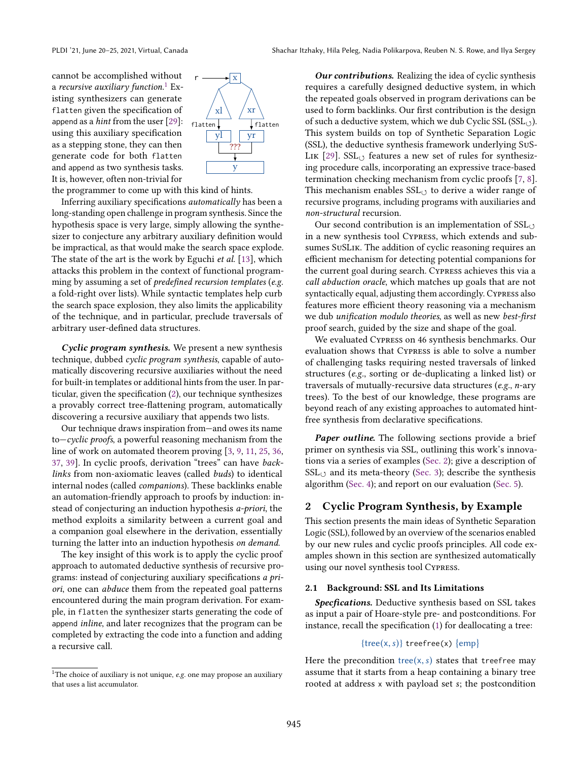cannot be accomplished without a *recursive auxiliary function*.[1] Existing synthesizers can generate `flatten` given the specification of append as a *hint* from the user [29]: using this auxiliary specification as a stepping stone, they can then generate code for both `flatten` and append as two synthesis tasks. It is, however, often non-trivial for the programmer to come up with this kind of hints.

Inferring auxiliary specifications *automatically* has been a long-standing open challenge in program synthesis. Since the hypothesis space is very large, simply allowing the synthesizer to conjecture any arbitrary auxiliary definition would be impractical, as that would make the search space explode. The state of the art is the work by Eguchi *et al.* [13], which attacks this problem in the context of functional programming by assuming a set of *predefined recursion templates* (*e.g.* a fold-right over lists). While syntactic templates help curb the search space explosion, they also limits the applicability of the technique, and in particular, preclude traversals of arbitrary user-defined data structures.

***Cyclic program synthesis.*** We present a new synthesis technique, dubbed *cyclic program synthesis*, capable of automatically discovering recursive auxiliaries without the need for built-in templates or additional hints from the user. In particular, given the specification (2), our technique synthesizes a provably correct tree-flattening program, automatically discovering a recursive auxiliary that appends two lists.

Our technique draws inspiration from—and owes its name to—*cyclic proofs*, a powerful reasoning mechanism from the line of work on automated theorem proving [3, 9, 11, 25, 36, 37, 39]. In cyclic proofs, derivation "trees" can have *backlinks* from non-axiomatic leaves (called *buds*) to identical internal nodes (called *companions*). These backlinks enable an automation-friendly approach to proofs by induction: instead of conjecturing an induction hypothesis *a-priori*, the method exploits a similarity between a current goal and a companion goal elsewhere in the derivation, essentially turning the latter into an induction hypothesis *on demand*.

The key insight of this work is to apply the cyclic proof approach to automated deductive synthesis of recursive programs: instead of conjecturing auxiliary specifications *a priori*, one can *abduce* them from the repeated goal patterns encountered during the main program derivation. For example, in `flatten` the synthesizer starts generating the code of append *inline*, and later recognizes that the program can be completed by extracting the code into a function and adding a recursive call.

[1] The choice of auxiliary is not unique, *e.g.* one may propose an auxiliary that uses a list accumulator.

***Our contributions.*** Realizing the idea of cyclic synthesis requires a carefully designed deductive system, in which the repeated goals observed in program derivations can be used to form backlinks. Our first contribution is the design of such a deductive system, which we dub Cyclic SSL ($\text{SSL}_{\circlearrowleft}$). This system builds on top of Synthetic Separation Logic (SSL), the deductive synthesis framework underlying SuSLik [29]. $\text{SSL}_{\circlearrowleft}$ features a new set of rules for synthesizing procedure calls, incorporating an expressive trace-based termination checking mechanism from cyclic proofs [7, 8]. This mechanism enables $\text{SSL}_{\circlearrowleft}$ to derive a wider range of recursive programs, including programs with auxiliaries and *non-structural* recursion.

Our second contribution is an implementation of $\text{SSL}_{\circlearrowleft}$ in a new synthesis tool Cypress, which extends and subsumes SuSLik. The addition of cyclic reasoning requires an efficient mechanism for detecting potential companions for the current goal during search. Cypress achieves this via a *call abduction oracle*, which matches up goals that are not syntactically equal, adjusting them accordingly. Cypress also features more efficient theory reasoning via a mechanism we dub *unification modulo theories*, as well as new *best-first* proof search, guided by the size and shape of the goal.

We evaluated Cypress on 46 synthesis benchmarks. Our evaluation shows that Cypress is able to solve a number of challenging tasks requiring nested traversals of linked structures (*e.g.*, sorting or de-duplicating a linked list) or traversals of mutually-recursive data structures (*e.g.*, *n*-ary trees). To the best of our knowledge, these programs are beyond reach of any existing approaches to automated hint-free synthesis from declarative specifications.

***Paper outline.*** The following sections provide a brief primer on synthesis via SSL, outlining this work's innovations via a series of examples (Sec. 2); give a description of $\text{SSL}_{\circlearrowleft}$ and its meta-theory (Sec. 3); describe the synthesis algorithm (Sec. 4); and report on our evaluation (Sec. 5).

## 2 Cyclic Program Synthesis, by Example

This section presents the main ideas of Synthetic Separation Logic (SSL), followed by an overview of the scenarios enabled by our new rules and cyclic proofs principles. All code examples shown in this section are synthesized automatically using our novel synthesis tool Cypress.

### 2.1 Background: SSL and Its Limitations

***Specfications.*** Deductive synthesis based on SSL takes as input a pair of Hoare-style pre- and postconditions. For instance, recall the specification (1) for deallocating a tree:

$$\{\mathsf{tree}(\mathsf{x}, s)\}\ \texttt{treefree(x)}\ \{\mathsf{emp}\}$$

Here the precondition $\mathsf{tree}(\mathsf{x}, s)$ states that `treefree` may assume that it starts from a heap containing a binary tree rooted at address x with payload set $s$; the postcondition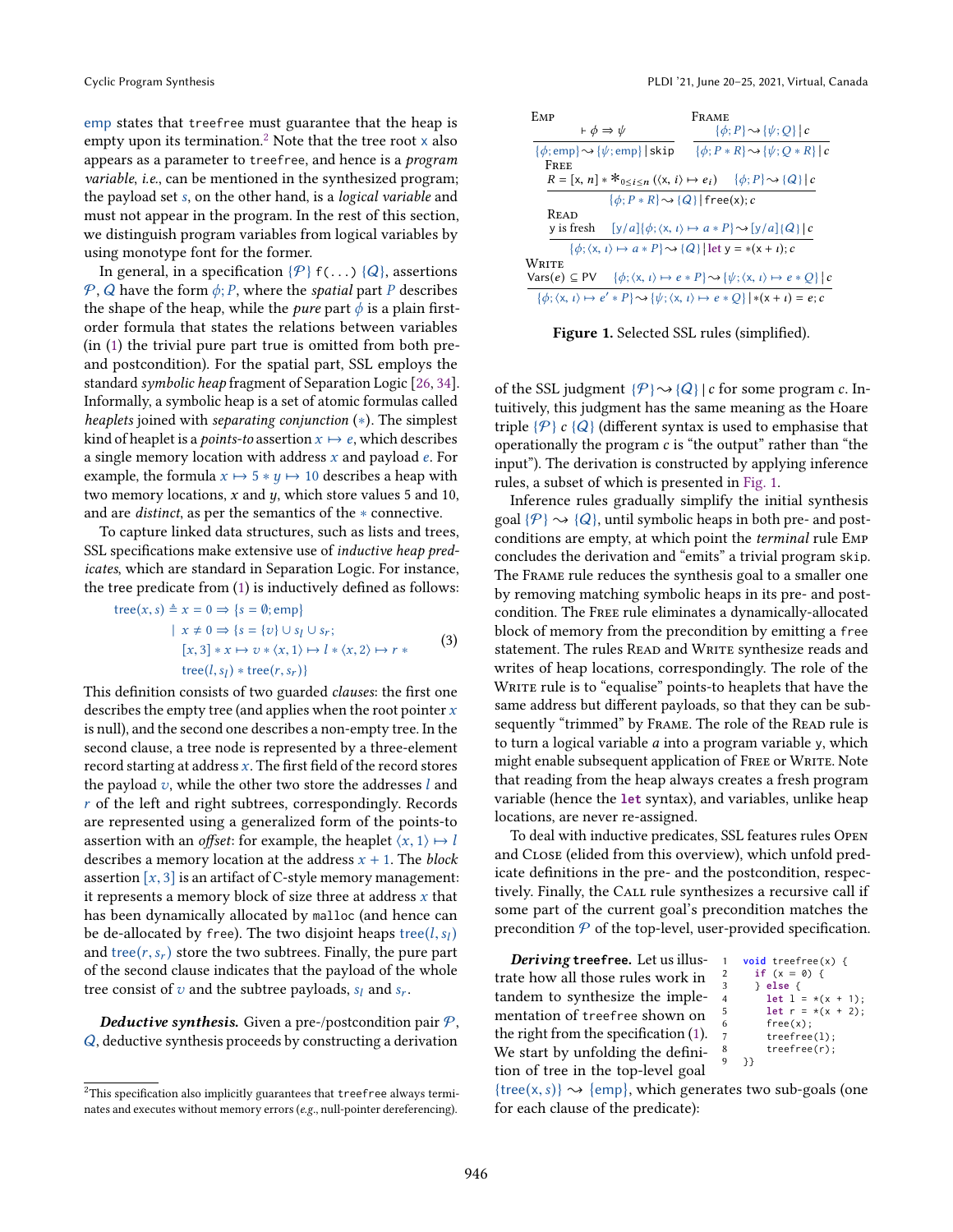emp states that `treefree` must guarantee that the heap is empty upon its termination.[2] Note that the tree root `x` also appears as a parameter to `treefree`, and hence is a *program variable*, *i.e.*, can be mentioned in the synthesized program; the payload set $s$, on the other hand, is a *logical variable* and must not appear in the program. In the rest of this section, we distinguish program variables from logical variables by using monotype font for the former.

In general, in a specification $\{\mathcal{P}\}$ `f(...)` $\{\mathcal{Q}\}$, assertions $\mathcal{P}$, $\mathcal{Q}$ have the form $\phi; P$, where the *spatial* part $P$ describes the shape of the heap, while the *pure* part $\phi$ is a plain first-order formula that states the relations between variables (in (1) the trivial pure part true is omitted from both pre- and postcondition). For the spatial part, SSL employs the standard *symbolic heap* fragment of Separation Logic [26, 34]. Informally, a symbolic heap is a set of atomic formulas called *heaplets* joined with *separating conjunction* ($*$). The simplest kind of heaplet is a *points-to* assertion $x \mapsto e$, which describes a single memory location with address $x$ and payload $e$. For example, the formula $x \mapsto 5 * y \mapsto 10$ describes a heap with two memory locations, $x$ and $y$, which store values 5 and 10, and are *distinct*, as per the semantics of the $*$ connective.

To capture linked data structures, such as lists and trees, SSL specifications make extensive use of *inductive heap predicates*, which are standard in Separation Logic. For instance, the tree predicate from (1) is inductively defined as follows:

$$
\begin{aligned}
\mathsf{tree}(x, s) \triangleq\ & x = 0 \Rightarrow \{s = \emptyset; \mathsf{emp}\} \\
|\ & x \neq 0 \Rightarrow \{s = \{v\} \cup s_l \cup s_r; \\
& \quad [x, 3] * x \mapsto v * \langle x, 1\rangle \mapsto l * \langle x, 2\rangle \mapsto r * \\
& \quad \mathsf{tree}(l, s_l) * \mathsf{tree}(r, s_r)\}
\end{aligned}
\tag{3}
$$

This definition consists of two guarded *clauses*: the first one describes the empty tree (and applies when the root pointer $x$ is null), and the second one describes a non-empty tree. In the second clause, a tree node is represented by a three-element record starting at address $x$. The first field of the record stores the payload $v$, while the other two store the addresses $l$ and $r$ of the left and right subtrees, correspondingly. Records are represented using a generalized form of the points-to assertion with an *offset*: for example, the heaplet $\langle x, 1\rangle \mapsto l$ describes a memory location at the address $x + 1$. The *block* assertion $[x, 3]$ is an artifact of C-style memory management: it represents a memory block of size three at address $x$ that has been dynamically allocated by `malloc` (and hence can be de-allocated by `free`). The two disjoint heaps $\mathsf{tree}(l, s_l)$ and $\mathsf{tree}(r, s_r)$ store the two subtrees. Finally, the pure part of the second clause indicates that the payload of the whole tree consist of $v$ and the subtree payloads, $s_l$ and $s_r$.

***Deductive synthesis.*** Given a pre-/postcondition pair $\mathcal{P}$, $\mathcal{Q}$, deductive synthesis proceeds by constructing a derivation of the SSL judgment $\{\mathcal{P}\} \rightsquigarrow \{\mathcal{Q}\} \mid c$ for some program $c$. Intuitively, this judgment has the same meaning as the Hoare triple $\{\mathcal{P}\}\ c\ \{\mathcal{Q}\}$ (different syntax is used to emphasise that operationally the program $c$ is "the output" rather than "the input"). The derivation is constructed by applying inference rules, a subset of which is presented in Fig. 1.

$$
\textsc{Emp}\ \frac{\vdash \phi \Rightarrow \psi}{\{\phi; \mathsf{emp}\} \rightsquigarrow \{\psi; \mathsf{emp}\} \mid \mathtt{skip}}
\qquad
\textsc{Frame}\ \frac{\{\phi; P\} \rightsquigarrow \{\psi; Q\} \mid c}{\{\phi; P * R\} \rightsquigarrow \{\psi; Q * R\} \mid c}
$$

$$
\textsc{Free}\ \frac{R = [\mathtt{x}, n] * \mathop{\ast}_{0 \leq i \leq n} (\langle \mathtt{x}, i\rangle \mapsto e_i) \qquad \{\phi; P\} \rightsquigarrow \{\mathcal{Q}\} \mid c}{\{\phi; P * R\} \rightsquigarrow \{\mathcal{Q}\} \mid \mathtt{free(x)}; c}
$$

$$
\textsc{Read}\ \frac{\mathtt{y} \text{ is fresh} \qquad [\mathtt{y}/a]\{\phi; \langle \mathtt{x}, \iota\rangle \mapsto a * P\} \rightsquigarrow [\mathtt{y}/a]\{\mathcal{Q}\} \mid c}{\{\phi; \langle \mathtt{x}, \iota\rangle \mapsto a * P\} \rightsquigarrow \{\mathcal{Q}\} \mid \mathbf{let}\ \mathtt{y} = *(\mathtt{x} + \iota); c}
$$

$$
\textsc{Write}\ \frac{\mathsf{Vars}(e) \subseteq \mathsf{PV} \qquad \{\phi; \langle \mathtt{x}, \iota\rangle \mapsto e * P\} \rightsquigarrow \{\psi; \langle \mathtt{x}, \iota\rangle \mapsto e * Q\} \mid c}{\{\phi; \langle \mathtt{x}, \iota\rangle \mapsto e' * P\} \rightsquigarrow \{\psi; \langle \mathtt{x}, \iota\rangle \mapsto e * Q\} \mid *(\mathtt{x} + \iota) = e; c}
$$

**Figure 1.** Selected SSL rules (simplified).

Inference rules gradually simplify the initial synthesis goal $\{\mathcal{P}\} \rightsquigarrow \{\mathcal{Q}\}$, until symbolic heaps in both pre- and postconditions are empty, at which point the *terminal* rule Emp concludes the derivation and "emits" a trivial program `skip`. The Frame rule reduces the synthesis goal to a smaller one by removing matching symbolic heaps in its pre- and postcondition. The Free rule eliminates a dynamically-allocated block of memory from the precondition by emitting a `free` statement. The rules Read and Write synthesize reads and writes of heap locations, correspondingly. The role of the Write rule is to "equalise" points-to heaplets that have the same address but different payloads, so that they can be subsequently "trimmed" by Frame. The role of the Read rule is to turn a logical variable $a$ into a program variable `y`, which might enable subsequent application of Free or Write. Note that reading from the heap always creates a fresh program variable (hence the **let** syntax), and variables, unlike heap locations, are never re-assigned.

To deal with inductive predicates, SSL features rules Open and Close (elided from this overview), which unfold predicate definitions in the pre- and the postcondition, respectively. Finally, the Call rule synthesizes a recursive call if some part of the current goal's precondition matches the precondition $\mathcal{P}$ of the top-level, user-provided specification.

***Deriving `treefree`.*** Let us illustrate how all those rules work in tandem to synthesize the implementation of `treefree` shown on the right from the specification (1). We start by unfolding the definition of tree in the top-level goal $\{\mathsf{tree}(\mathtt{x}, s)\} \rightsquigarrow \{\mathsf{emp}\}$, which generates two sub-goals (one for each clause of the predicate):

```
1  void treefree(x) {
2    if (x = 0) {
3    } else {
4      let l = *(x + 1);
5      let r = *(x + 2);
6      free(x);
7      treefree(l);
8      treefree(r);
9  }}
```

[2] This specification also implicitly guarantees that `treefree` always terminates and executes without memory errors (*e.g.*, null-pointer dereferencing).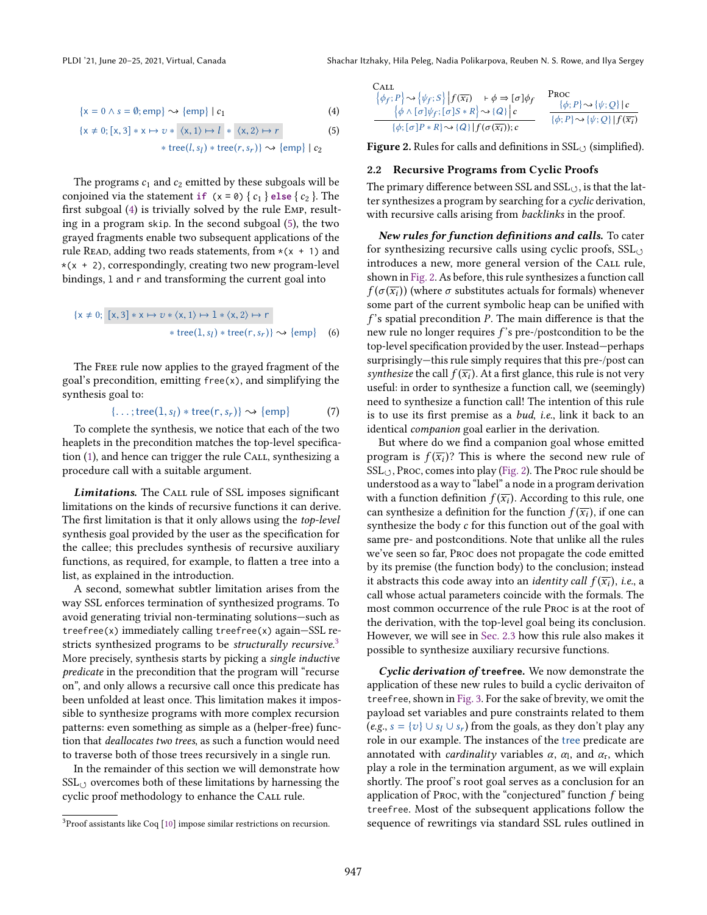$$\{x = 0 \wedge s = \emptyset; \mathsf{emp}\} \rightsquigarrow \{\mathsf{emp}\} \mid c_1 \tag{4}$$

$$\{x \neq 0; [x, 3] * x \mapsto v * \langle x, 1\rangle \mapsto l * \langle x, 2\rangle \mapsto r * \mathsf{tree}(l, s_l) * \mathsf{tree}(r, s_r)\} \rightsquigarrow \{\mathsf{emp}\} \mid c_2 \tag{5}$$

The programs $c_1$ and $c_2$ emitted by these subgoals will be conjoined via the statement `if (x = 0) {` $c_1$ `} else {` $c_2$ `}`. The first subgoal (4) is trivially solved by the rule Emp, resulting in a program `skip`. In the second subgoal (5), the two grayed fragments enable two subsequent applications of the rule Read, adding two reads statements, from `*(x + 1)` and `*(x + 2)`, correspondingly, creating two new program-level bindings, `l` and `r` and transforming the current goal into

$$\{x \neq 0; [x, 3] * x \mapsto v * \langle x, 1\rangle \mapsto \mathtt{l} * \langle x, 2\rangle \mapsto \mathtt{r} * \mathsf{tree}(\mathtt{l}, s_l) * \mathsf{tree}(\mathtt{r}, s_r)\} \rightsquigarrow \{\mathsf{emp}\} \tag{6}$$

The Free rule now applies to the grayed fragment of the goal's precondition, emitting `free(x)`, and simplifying the synthesis goal to:

$$\{\ldots; \mathsf{tree}(\mathtt{l}, s_l) * \mathsf{tree}(\mathtt{r}, s_r)\} \rightsquigarrow \{\mathsf{emp}\} \tag{7}$$

To complete the synthesis, we notice that each of the two heaplets in the precondition matches the top-level specification (1), and hence can trigger the rule Call, synthesizing a procedure call with a suitable argument.

***Limitations.*** The Call rule of SSL imposes significant limitations on the kinds of recursive functions it can derive. The first limitation is that it only allows using the *top-level* synthesis goal provided by the user as the specification for the callee; this precludes synthesis of recursive auxiliary functions, as required, for example, to flatten a tree into a list, as explained in the introduction.

A second, somewhat subtler limitation arises from the way SSL enforces termination of synthesized programs. To avoid generating trivial non-terminating solutions—such as `treefree(x)` immediately calling `treefree(x)` again—SSL restricts synthesized programs to be *structurally recursive*.[3] More precisely, synthesis starts by picking a *single inductive predicate* in the precondition that the program will "recurse on", and only allows a recursive call once this predicate has been unfolded at least once. This limitation makes it impossible to synthesize programs with more complex recursion patterns: even something as simple as a (helper-free) function that *deallocates two trees*, as such a function would need to traverse both of those trees recursively in a single run.

In the remainder of this section we will demonstrate how $\text{SSL}_\circlearrowleft$ overcomes both of these limitations by harnessing the cyclic proof methodology to enhance the Call rule.

[3] Proof assistants like Coq [10] impose similar restrictions on recursion.

$$\textsc{Call}\ \frac{\{\phi_f; P\} \rightsquigarrow \{\psi_f; S\} \,\big|\, f(\overline{x_i}) \qquad \vdash \phi \Rightarrow [\sigma]\phi_f \qquad \{\phi \wedge [\sigma]\psi_f; [\sigma]S * R\} \rightsquigarrow \{Q\} \,\big|\, c}{\{\phi; [\sigma]P * R\} \rightsquigarrow \{Q\} \,|\, f(\sigma(\overline{x_i})); c}$$

$$\textsc{Proc}\ \frac{\{\phi; P\} \rightsquigarrow \{\psi; Q\} \,|\, c}{\{\phi; P\} \rightsquigarrow \{\psi; Q\} \,|\, f(\overline{x_i})}$$

**Figure 2.** Rules for calls and definitions in $\text{SSL}_\circlearrowleft$ (simplified).

## 2.2 Recursive Programs from Cyclic Proofs

The primary difference between SSL and $\text{SSL}_\circlearrowleft$, is that the latter synthesizes a program by searching for a *cyclic* derivation, with recursive calls arising from *backlinks* in the proof.

***New rules for function definitions and calls.*** To cater for synthesizing recursive calls using cyclic proofs, $\text{SSL}_\circlearrowleft$ introduces a new, more general version of the Call rule, shown in Fig. 2. As before, this rule synthesizes a function call $f(\sigma(\overline{x_i}))$ (where $\sigma$ substitutes actuals for formals) whenever some part of the current symbolic heap can be unified with $f$'s spatial precondition $P$. The main difference is that the new rule no longer requires $f$'s pre-/postcondition to be the top-level specification provided by the user. Instead—perhaps surprisingly—this rule simply requires that this pre-/post can *synthesize* the call $f(\overline{x_i})$. At a first glance, this rule is not very useful: in order to synthesize a function call, we (seemingly) need to synthesize a function call! The intention of this rule is to use its first premise as a *bud*, *i.e.*, link it back to an identical *companion* goal earlier in the derivation.

But where do we find a companion goal whose emitted program is $f(\overline{x_i})$? This is where the second new rule of $\text{SSL}_\circlearrowleft$, Proc, comes into play (Fig. 2). The Proc rule should be understood as a way to "label" a node in a program derivation with a function definition $f(\overline{x_i})$. According to this rule, one can synthesize a definition for the function $f(\overline{x_i})$, if one can synthesize the body $c$ for this function out of the goal with same pre- and postconditions. Note that unlike all the rules we've seen so far, Proc does not propagate the code emitted by its premise (the function body) to the conclusion; instead it abstracts this code away into an *identity call* $f(\overline{x_i})$, *i.e.*, a call whose actual parameters coincide with the formals. The most common occurrence of the rule Proc is at the root of the derivation, with the top-level goal being its conclusion. However, we will see in Sec. 2.3 how this rule also makes it possible to synthesize auxiliary recursive functions.

***Cyclic derivation of*** **`treefree`*.*** We now demonstrate the application of these new rules to build a cyclic derivaiton of `treefree`, shown in Fig. 3. For the sake of brevity, we omit the payload set variables and pure constraints related to them (*e.g.*, $s = \{v\} \cup s_l \cup s_r$) from the goals, as they don't play any role in our example. The instances of the tree predicate are annotated with *cardinality* variables $\alpha$, $\alpha_l$, and $\alpha_r$, which play a role in the termination argument, as we will explain shortly. The proof's root goal serves as a conclusion for an application of Proc, with the "conjectured" function $f$ being `treefree`. Most of the subsequent applications follow the sequence of rewritings via standard SSL rules outlined in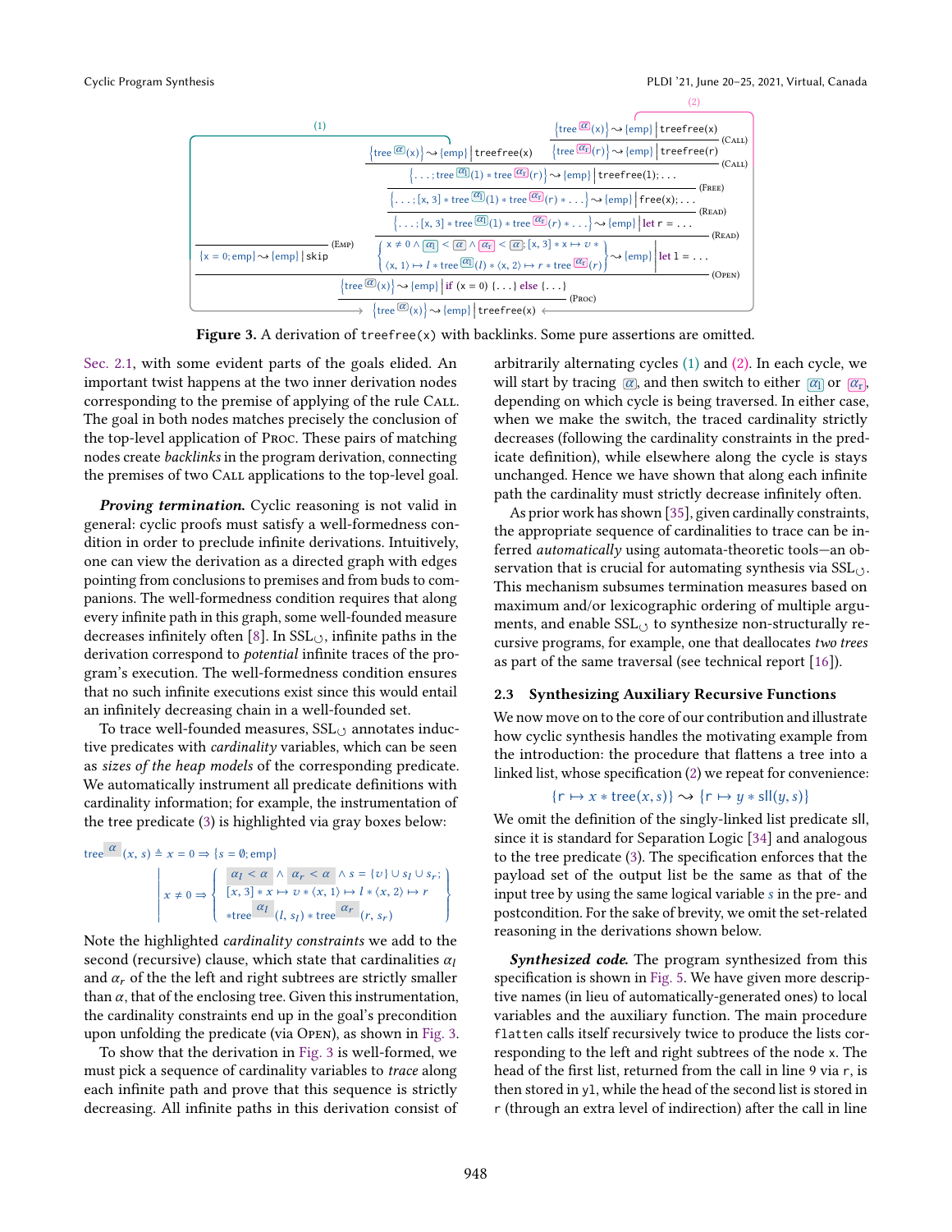$$
\dfrac{
\dfrac{}{\{x = 0; \mathsf{emp}\} \rightsquigarrow \{\mathsf{emp}\} \mid \mathsf{skip}}\;(\textsc{Emp})
\qquad
\dfrac{
\dfrac{
\dfrac{
\dfrac{
\dfrac{
\{\mathsf{tree}^{\alpha}(x)\} \rightsquigarrow \{\mathsf{emp}\} \mid \mathtt{treefree(x)}
\quad
\dfrac{\{\mathsf{tree}^{\alpha}(x)\} \rightsquigarrow \{\mathsf{emp}\} \mid \mathtt{treefree(x)}}{\{\mathsf{tree}^{\alpha_r}(r)\} \rightsquigarrow \{\mathsf{emp}\} \mid \mathtt{treefree(r)}}\;(\textsc{Call})
}{\{\ldots; \mathsf{tree}^{\alpha_l}(1) * \mathsf{tree}^{\alpha_r}(r)\} \rightsquigarrow \{\mathsf{emp}\} \mid \mathtt{treefree(1);}\ldots}\;(\textsc{Call})
}{\{\ldots; [x, 3] * \mathsf{tree}^{\alpha_l}(1) * \mathsf{tree}^{\alpha_r}(r) * \ldots\} \rightsquigarrow \{\mathsf{emp}\} \mid \mathtt{free(x);}\ldots}\;(\textsc{Free})
}{\{\ldots; [x, 3] * \mathsf{tree}^{\alpha_l}(1) * \mathsf{tree}^{\alpha_r}(r) * \ldots\} \rightsquigarrow \{\mathsf{emp}\} \mid \mathtt{let\ r = \ldots}}\;(\textsc{Read})
}{\left\{\begin{array}{l} x \neq 0 \land \alpha_l < \alpha \land \alpha_r < \alpha; [x, 3] * x \mapsto v * \\ \langle x, 1\rangle \mapsto l * \mathsf{tree}^{\alpha_l}(l) * \langle x, 2\rangle \mapsto r * \mathsf{tree}^{\alpha_r}(r) \end{array}\right\} \rightsquigarrow \{\mathsf{emp}\} \mid \mathtt{let\ 1 = \ldots}}\;(\textsc{Read})
}{}\;(\textsc{Open})
}{
\dfrac{\{\mathsf{tree}^{\alpha}(x)\} \rightsquigarrow \{\mathsf{emp}\} \mid \mathtt{if\ (x = 0)\ \{\ldots\}\ else\ \{\ldots\}}}{\{\mathsf{tree}^{\alpha}(x)\} \rightsquigarrow \{\mathsf{emp}\} \mid \mathtt{treefree(x)}}\;(\textsc{Proc})
}
$$

(Backlinks: (1) from the first $\textsc{Call}$ premise $\{\mathsf{tree}^{\alpha}(x)\} \rightsquigarrow \{\mathsf{emp}\} \mid \mathtt{treefree(x)}$ to the conclusion of $\textsc{Proc}$; (2) from the second $\textsc{Call}$ premise $\{\mathsf{tree}^{\alpha}(x)\} \rightsquigarrow \{\mathsf{emp}\} \mid \mathtt{treefree(x)}$ to the conclusion of $\textsc{Proc}$.)

**Figure 3.** A derivation of `treefree(x)` with backlinks. Some pure assertions are omitted.

Sec. 2.1, with some evident parts of the goals elided. An important twist happens at the two inner derivation nodes corresponding to the premise of applying of the rule Call. The goal in both nodes matches precisely the conclusion of the top-level application of Proc. These pairs of matching nodes create *backlinks* in the program derivation, connecting the premises of two Call applications to the top-level goal.

***Proving termination.*** Cyclic reasoning is not valid in general: cyclic proofs must satisfy a well-formedness condition in order to preclude infinite derivations. Intuitively, one can view the derivation as a directed graph with edges pointing from conclusions to premises and from buds to companions. The well-formedness condition requires that along every infinite path in this graph, some well-founded measure decreases infinitely often [8]. In $\mathrm{SSL}_{\circlearrowleft}$, infinite paths in the derivation correspond to *potential* infinite traces of the program's execution. The well-formedness condition ensures that no such infinite executions exist since this would entail an infinitely decreasing chain in a well-founded set.

To trace well-founded measures, $\mathrm{SSL}_{\circlearrowleft}$ annotates inductive predicates with *cardinality* variables, which can be seen as *sizes of the heap models* of the corresponding predicate. We automatically instrument all predicate definitions with cardinality information; for example, the instrumentation of the tree predicate (3) is highlighted via gray boxes below:

$$
\mathsf{tree}^{\alpha}(x, s) \triangleq x = 0 \Rightarrow \{s = \emptyset; \mathsf{emp}\}
$$
$$
\left|\; x \neq 0 \Rightarrow \left\{\begin{array}{l} \alpha_l < \alpha \land \alpha_r < \alpha \land s = \{v\} \cup s_l \cup s_r; \\ [x, 3] * x \mapsto v * \langle x, 1\rangle \mapsto l * \langle x, 2\rangle \mapsto r \\ * \mathsf{tree}^{\alpha_l}(l, s_l) * \mathsf{tree}^{\alpha_r}(r, s_r) \end{array}\right\}\right.
$$

Note the highlighted *cardinality constraints* we add to the second (recursive) clause, which state that cardinalities $\alpha_l$ and $\alpha_r$ of the the left and right subtrees are strictly smaller than $\alpha$, that of the enclosing tree. Given this instrumentation, the cardinality constraints end up in the goal's precondition upon unfolding the predicate (via Open), as shown in Fig. 3.

To show that the derivation in Fig. 3 is well-formed, we must pick a sequence of cardinality variables to *trace* along each infinite path and prove that this sequence is strictly decreasing. All infinite paths in this derivation consist of arbitrarily alternating cycles (1) and (2). In each cycle, we will start by tracing $\alpha$, and then switch to either $\alpha_l$ or $\alpha_r$, depending on which cycle is being traversed. In either case, when we make the switch, the traced cardinality strictly decreases (following the cardinality constraints in the predicate definition), while elsewhere along the cycle is stays unchanged. Hence we have shown that along each infinite path the cardinality must strictly decrease infinitely often.

As prior work has shown [35], given cardinality constraints, the appropriate sequence of cardinalities to trace can be inferred *automatically* using automata-theoretic tools—an observation that is crucial for automating synthesis via $\mathrm{SSL}_{\circlearrowleft}$. This mechanism subsumes termination measures based on maximum and/or lexicographic ordering of multiple arguments, and enable $\mathrm{SSL}_{\circlearrowleft}$ to synthesize non-structurally recursive programs, for example, one that deallocates *two trees* as part of the same traversal (see technical report [16]).

### 2.3 Synthesizing Auxiliary Recursive Functions

We now move on to the core of our contribution and illustrate how cyclic synthesis handles the motivating example from the introduction: the procedure that flattens a tree into a linked list, whose specification (2) we repeat for convenience:

$$
\{\mathsf{r} \mapsto x * \mathsf{tree}(x, s)\} \rightsquigarrow \{\mathsf{r} \mapsto y * \mathsf{sll}(y, s)\}
$$

We omit the definition of the singly-linked list predicate sll, since it is standard for Separation Logic [34] and analogous to the tree predicate (3). The specification enforces that the payload set of the output list be the same as that of the input tree by using the same logical variable $s$ in the pre- and postcondition. For the sake of brevity, we omit the set-related reasoning in the derivations shown below.

***Synthesized code.*** The program synthesized from this specification is shown in Fig. 5. We have given more descriptive names (in lieu of automatically-generated ones) to local variables and the auxiliary function. The main procedure `flatten` calls itself recursively twice to produce the lists corresponding to the left and right subtrees of the node x. The head of the first list, returned from the call in line 9 via r, is then stored in y1, while the head of the second list is stored in r (through an extra level of indirection) after the call in line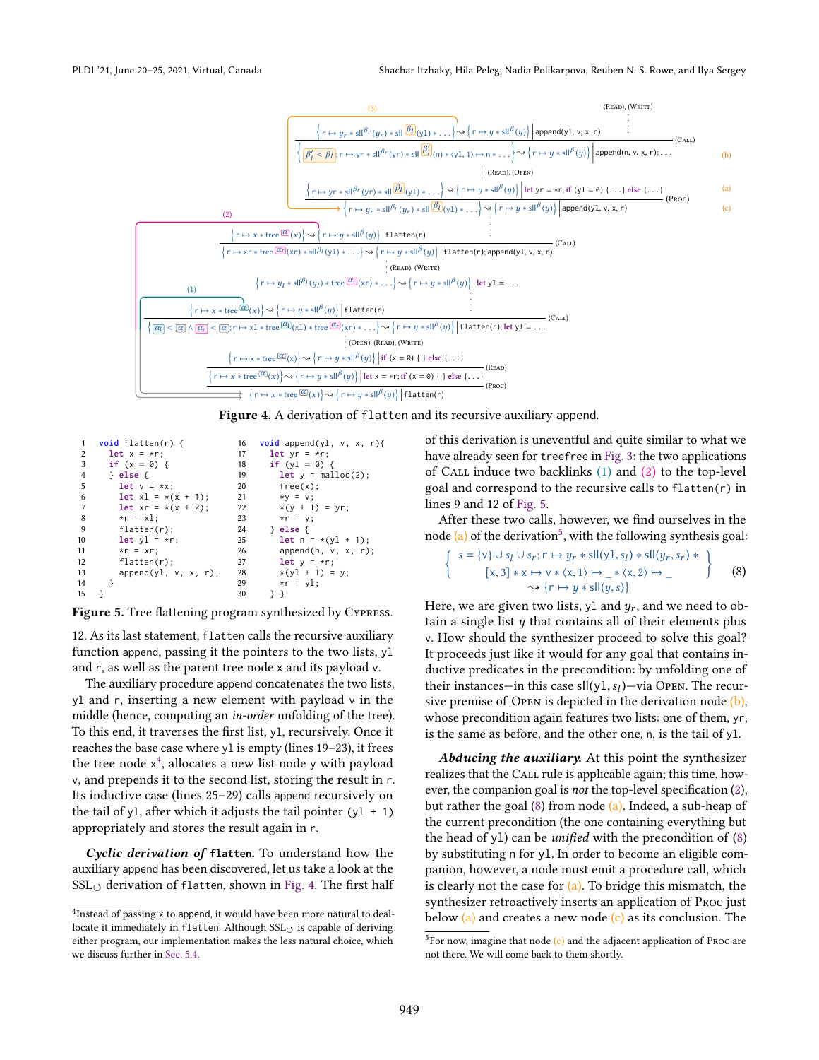**Figure 4.** A derivation of flatten and its recursive auxiliary append.

```
1   void flatten(r) {
2     let x = *r;
3     if (x = 0) {
4     } else {
5       let v = *x;
6       let xl = *(x + 1);
7       let xr = *(x + 2);
8       *r = xl;
9       flatten(r);
10      let yl = *r;
11      *r = xr;
12      flatten(r);
13      append(yl, v, x, r);
14    }
15  }
```

```
16  void append(yl, v, x, r){
17    let yr = *r;
18    if (yl = 0) {
19      let y = malloc(2);
20      free(x);
21      *y = v;
22      *(y + 1) = yr;
23      *r = y;
24    } else {
25      let n = *(yl + 1);
26      append(n, v, x, r);
27      let y = *r;
28      *(yl + 1) = y;
29      *r = yl;
30  } }
```

**Figure 5.** Tree flattening program synthesized by Cypress.

12. As its last statement, flatten calls the recursive auxiliary function append, passing it the pointers to the two lists, yl and r, as well as the parent tree node x and its payload v.

The auxiliary procedure append concatenates the two lists, yl and r, inserting a new element with payload v in the middle (hence, computing an *in-order* unfolding of the tree). To this end, it traverses the first list, yl, recursively. Once it reaches the base case where yl is empty (lines 19–23), it frees the tree node x[4], allocates a new list node y with payload v, and prepends it to the second list, storing the result in r. Its inductive case (lines 25–29) calls append recursively on the tail of yl, after which it adjusts the tail pointer (yl + 1) appropriately and stores the result again in r.

***Cyclic derivation of* flatten.** To understand how the auxiliary append has been discovered, let us take a look at the $\text{SSL}_\circlearrowleft$ derivation of flatten, shown in Fig. 4. The first half of this derivation is uneventful and quite similar to what we have already seen for treefree in Fig. 3: the two applications of Call induce two backlinks (1) and (2) to the top-level goal and correspond to the recursive calls to flatten(r) in lines 9 and 12 of Fig. 5.

After these two calls, however, we find ourselves in the node (a) of the derivation[5], with the following synthesis goal:

$$\left\{\begin{array}{c} s = \{v\} \cup s_l \cup s_r;\, r \mapsto y_r * \mathsf{sll}(\mathtt{yl}, s_l) * \mathsf{sll}(y_r, s_r) * \\ [x, 3] * x \mapsto v * \langle x, 1\rangle \mapsto \_ * \langle x, 2\rangle \mapsto \_ \end{array}\right\} \tag{8}$$
$$\rightsquigarrow \{r \mapsto y * \mathsf{sll}(y, s)\}$$

Here, we are given two lists, yl and $y_r$, and we need to obtain a single list $y$ that contains all of their elements plus v. How should the synthesizer proceed to solve this goal? It proceeds just like it would for any goal that contains inductive predicates in the precondition: by unfolding one of their instances—in this case $\mathsf{sll}(\mathtt{yl}, s_l)$—via Open. The recursive premise of Open is depicted in the derivation node (b), whose precondition again features two lists: one of them, yr, is the same as before, and the other one, n, is the tail of yl.

***Abducing the auxiliary.*** At this point the synthesizer realizes that the Call rule is applicable again; this time, however, the companion goal is *not* the top-level specification (2), but rather the goal (8) from node (a). Indeed, a sub-heap of the current precondition (the one containing everything but the head of yl) can be *unified* with the precondition of (8) by substituting n for yl. In order to become an eligible companion, however, a node must emit a procedure call, which is clearly not the case for (a). To bridge this mismatch, the synthesizer retroactively inserts an application of Proc just below (a) and creates a new node (c) as its conclusion. The

[4] Instead of passing x to append, it would have been more natural to deallocate it immediately in flatten. Although $\text{SSL}_\circlearrowleft$ is capable of deriving either program, our implementation makes the less natural choice, which we discuss further in Sec. 5.4.

[5] For now, imagine that node (c) and the adjacent application of Proc are not there. We will come back to them shortly.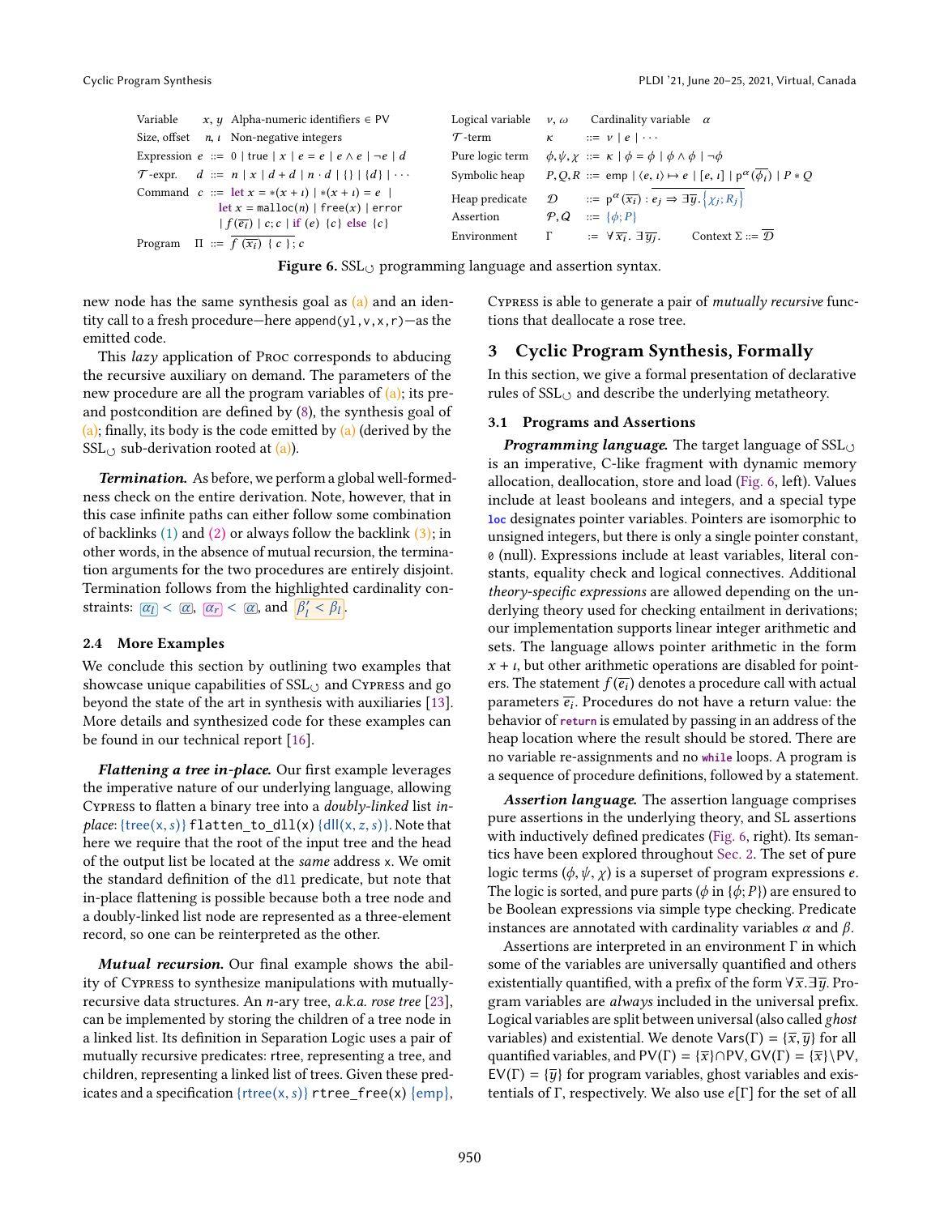| Variable | $x, y$ | | Alpha-numeric identifiers $\in$ PV | Logical variable | $v, \omega$ | | Cardinality variable $\alpha$ |
|---|---|---|---|---|---|---|---|
| Size, offset | $n, \iota$ | | Non-negative integers | $\mathcal{T}$-term | $\kappa$ | ::= | $v \mid e \mid \cdots$ |
| Expression | $e$ | ::= | $0 \mid \mathsf{true} \mid x \mid e = e \mid e \wedge e \mid \neg e \mid d$ | Pure logic term | $\phi, \psi, \chi$ | ::= | $\kappa \mid \phi = \phi \mid \phi \wedge \phi \mid \neg\phi$ |
| $\mathcal{T}$-expr. | $d$ | ::= | $n \mid x \mid d + d \mid n \cdot d \mid \{\} \mid \{d\} \mid \cdots$ | Symbolic heap | $P, Q, R$ | ::= | $\mathsf{emp} \mid \langle e, \iota \rangle \mapsto e \mid [e, \iota] \mid \mathsf{p}^{\alpha}(\overline{\phi_i}) \mid P * Q$ |
| Command | $c$ | ::= | `let` $x = *(x + \iota) \mid *(x + \iota) = e \mid$ `let` $x =$ `malloc`$(n) \mid$ `free`$(x) \mid$ `error` $\mid f(\overline{e_i}) \mid c; c \mid$ `if` $(e)$ $\{c\}$ `else` $\{c\}$ | Heap predicate | $\mathcal{D}$ | ::= | $\mathsf{p}^{\alpha}(\overline{x_i}) : \overline{e_j \Rightarrow \exists \overline{y}. \{\chi_j; R_j\}}$ |
| | | | | Assertion | $\mathcal{P}, \mathcal{Q}$ | ::= | $\{\phi; P\}$ |
| Program | $\Pi$ | ::= | $\overline{f\ (\overline{x_i})\ \{\ c\ \};}\ c$ | Environment | $\Gamma$ | := | $\forall \overline{x_i}.\ \exists \overline{y_j}.$ Context $\Sigma ::= \overline{\mathcal{D}}$ |

**Figure 6.** SSL$_{\circlearrowleft}$ programming language and assertion syntax.

new node has the same synthesis goal as (a) and an identity call to a fresh procedure—here `append(y1,v,x,r)`—as the emitted code.

This *lazy* application of Proc corresponds to abducing the recursive auxiliary on demand. The parameters of the new procedure are all the program variables of (a); its pre- and postcondition are defined by (8), the synthesis goal of (a); finally, its body is the code emitted by (a) (derived by the SSL$_{\circlearrowleft}$ sub-derivation rooted at (a)).

***Termination.*** As before, we perform a global well-formedness check on the entire derivation. Note, however, that in this case infinite paths can either follow some combination of backlinks (1) and (2) or always follow the backlink (3); in other words, in the absence of mutual recursion, the termination arguments for the two procedures are entirely disjoint. Termination follows from the highlighted cardinality constraints: $\alpha_l < \alpha$, $\alpha_r < \alpha$, and $\beta'_l < \beta_l$.

### 2.4 More Examples

We conclude this section by outlining two examples that showcase unique capabilities of SSL$_{\circlearrowleft}$ and Cypress and go beyond the state of the art in synthesis with auxiliaries [13]. More details and synthesized code for these examples can be found in our technical report [16].

***Flattening a tree in-place.*** Our first example leverages the imperative nature of our underlying language, allowing Cypress to flatten a binary tree into a *doubly-linked* list *in-place*: $\{\mathsf{tree}(x, s)\}$ `flatten_to_dll(x)` $\{\mathsf{dll}(x, z, s)\}$. Note that here we require that the root of the input tree and the head of the output list be located at the *same* address `x`. We omit the standard definition of the `dll` predicate, but note that in-place flattening is possible because both a tree node and a doubly-linked list node are represented as a three-element record, so one can be reinterpreted as the other.

***Mutual recursion.*** Our final example shows the ability of Cypress to synthesize manipulations with mutually-recursive data structures. An $n$-ary tree, *a.k.a. rose tree* [23], can be implemented by storing the children of a tree node in a linked list. Its definition in Separation Logic uses a pair of mutually recursive predicates: rtree, representing a tree, and children, representing a linked list of trees. Given these predicates and a specification $\{\mathsf{rtree}(x, s)\}$ `rtree_free(x)` $\{\mathsf{emp}\}$, Cypress is able to generate a pair of *mutually recursive* functions that deallocate a rose tree.

## 3 Cyclic Program Synthesis, Formally

In this section, we give a formal presentation of declarative rules of SSL$_{\circlearrowleft}$ and describe the underlying metatheory.

### 3.1 Programs and Assertions

***Programming language.*** The target language of SSL$_{\circlearrowleft}$ is an imperative, C-like fragment with dynamic memory allocation, deallocation, store and load (Fig. 6, left). Values include at least booleans and integers, and a special type **`loc`** designates pointer variables. Pointers are isomorphic to unsigned integers, but there is only a single pointer constant, `0` (null). Expressions include at least variables, literal constants, equality check and logical connectives. Additional *theory-specific expressions* are allowed depending on the underlying theory used for checking entailment in derivations; our implementation supports linear integer arithmetic and sets. The language allows pointer arithmetic in the form $x + \iota$, but other arithmetic operations are disabled for pointers. The statement $f(\overline{e_i})$ denotes a procedure call with actual parameters $\overline{e_i}$. Procedures do not have a return value: the behavior of **`return`** is emulated by passing in an address of the heap location where the result should be stored. There are no variable re-assignments and no **`while`** loops. A program is a sequence of procedure definitions, followed by a statement.

***Assertion language.*** The assertion language comprises pure assertions in the underlying theory, and SL assertions with inductively defined predicates (Fig. 6, right). Its semantics have been explored throughout Sec. 2. The set of pure logic terms ($\phi, \psi, \chi$) is a superset of program expressions $e$. The logic is sorted, and pure parts ($\phi$ in $\{\phi; P\}$) are ensured to be Boolean expressions via simple type checking. Predicate instances are annotated with cardinality variables $\alpha$ and $\beta$.

Assertions are interpreted in an environment $\Gamma$ in which some of the variables are universally quantified and others existentially quantified, with a prefix of the form $\forall \overline{x}.\exists \overline{y}$. Program variables are *always* included in the universal prefix. Logical variables are split between universal (also called *ghost* variables) and existential. We denote $\mathrm{Vars}(\Gamma) = \{\overline{x}, \overline{y}\}$ for all quantified variables, and $\mathrm{PV}(\Gamma) = \{\overline{x}\} \cap \mathrm{PV}$, $\mathrm{GV}(\Gamma) = \{\overline{x}\} \setminus \mathrm{PV}$, $\mathrm{EV}(\Gamma) = \{\overline{y}\}$ for program variables, ghost variables and existentials of $\Gamma$, respectively. We also use $e[\Gamma]$ for the set of all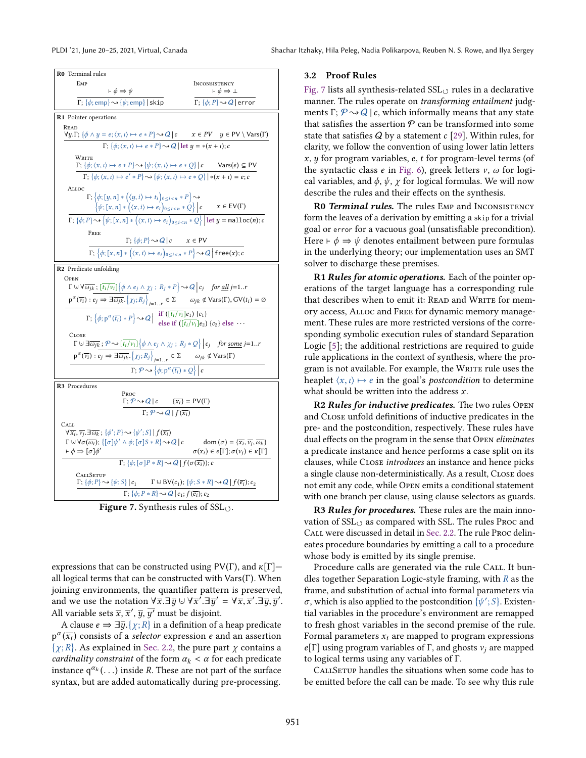**R0** Terminal rules

$$\textsc{Emp}\quad \frac{\vdash \phi \Rightarrow \psi}{\Gamma;\ \{\phi; \mathsf{emp}\} \rightsquigarrow \{\psi; \mathsf{emp}\} \mid \mathsf{skip}} \qquad \textsc{Inconsistency}\quad \frac{\vdash \phi \Rightarrow \bot}{\Gamma;\ \{\phi; P\} \rightsquigarrow Q \mid \mathsf{error}}$$

**R1** Pointer operations

$$\textsc{Read}\quad \frac{\forall y.\Gamma;\ \{\phi \wedge y = e; \langle x, \iota\rangle \mapsto e * P\} \rightsquigarrow Q \mid c \qquad x \in PV \quad y \in \mathrm{PV} \setminus \mathrm{Vars}(\Gamma)}{\Gamma;\ \{\phi; \langle x, \iota\rangle \mapsto e * P\} \rightsquigarrow Q \mid \mathbf{let}\ y = *(x + \iota); c}$$

$$\textsc{Write}\quad \frac{\Gamma;\ \{\phi; \langle x, \iota\rangle \mapsto e * P\} \rightsquigarrow \{\psi; \langle x, \iota\rangle \mapsto e * Q\} \mid c \qquad \mathrm{Vars}(e) \subseteq \mathrm{PV}}{\Gamma;\ \{\phi; \langle x, \iota\rangle \mapsto e' * P\} \rightsquigarrow \{\psi; \langle x, \iota\rangle \mapsto e * Q\} \mid *(x + \iota) = e; c}$$

$$\textsc{Alloc}\quad \frac{\Gamma;\ \left\{\phi; [y, n] * \left(\langle y, \iota\rangle \mapsto t_\iota\right)_{0 \le \iota < n} * P\right\} \rightsquigarrow \left\{\psi; [x, n] * \left(\langle x, \iota\rangle \mapsto e_\iota\right)_{0 \le \iota < n} * Q\right\} \Big| c \qquad x \in \mathrm{EV}(\Gamma)}{\Gamma;\ \{\phi; P\} \rightsquigarrow \left\{\psi; [x, n] * \left(\langle x, \iota\rangle \mapsto e_\iota\right)_{0 \le \iota < n} * Q\right\} \Big| \mathbf{let}\ y = \mathsf{malloc}(n); c}$$

$$\textsc{Free}\quad \frac{\Gamma;\ \{\phi; P\} \rightsquigarrow Q \mid c \qquad x \in \mathrm{PV}}{\Gamma;\ \left\{\phi; [x, n] * \left(\langle x, \iota\rangle \mapsto e_\iota\right)_{0 \le \iota < n} * P\right\} \rightsquigarrow Q \Big| \mathsf{free}(x); c}$$

**R2** Predicate unfolding

$$\textsc{Open}\quad \frac{\begin{array}{ll}\Gamma \cup \forall \overline{\omega_{jk}};\ [\overline{t_i/\nu_i}]\left\{\phi \wedge e_j \wedge \chi_j\ ;\ R_j * P\right\} \rightsquigarrow Q \Big| c_j & \textit{for all}\ j{=}1..r \\ \mathsf{p}^\alpha(\overline{\nu_i}) : \overline{e_j \Rightarrow \exists \overline{\omega_{jk}}.\{\chi_j; R_j\}}_{j=1..r} \in \Sigma & \omega_{jk} \notin \mathrm{Vars}(\Gamma), \mathrm{GV}(t_i) = \varnothing\end{array}}{\Gamma;\ \left\{\phi; \mathsf{p}^\alpha(\overline{t_i}) * P\right\} \rightsquigarrow Q \Big| \begin{array}{l}\mathbf{if}\ ([\overline{t_i/\nu_i}]e_1)\ \{c_1\} \\ \mathbf{else\ if}\ ([\overline{t_i/\nu_i}]e_2)\ \{c_2\}\ \mathbf{else}\ \cdots\end{array}}$$

$$\textsc{Close}\quad \frac{\begin{array}{ll}\Gamma \cup \exists \overline{\omega_{jk}};\ \mathcal{P} \rightsquigarrow [\overline{t_i/\nu_i}]\left\{\phi \wedge e_j \wedge \chi_j\ ;\ R_j * Q\right\} \Big| c_j & \textit{for some}\ j{=}1..r \\ \mathsf{p}^\alpha(\overline{\nu_i}) : \overline{e_j \Rightarrow \exists \overline{\omega_{jk}}.\{\chi_j; R_j\}}_{j=1..r} \in \Sigma & \omega_{jk} \notin \mathrm{Vars}(\Gamma)\end{array}}{\Gamma;\ \mathcal{P} \rightsquigarrow \left\{\phi; \mathsf{p}^\alpha(\overline{t_i}) * Q\right\} \Big| c}$$

**R3** Procedures

$$\textsc{Proc}\quad \frac{\Gamma;\ \mathcal{P} \rightsquigarrow Q \mid c \qquad \{\overline{x_i}\} = \mathrm{PV}(\Gamma)}{\Gamma;\ \mathcal{P} \rightsquigarrow Q \mid f(\overline{x_i})}$$

$$\textsc{Call}\quad \frac{\begin{array}{ll}\forall \overline{x_i}, \overline{\nu_j}. \exists \overline{\omega_k};\ \{\phi'; P\} \rightsquigarrow \{\psi'; S\} \mid f(\overline{x_i}) & \\ \Gamma \cup \forall \sigma(\overline{\omega_i});\ \{[\sigma]\psi' \wedge \phi; [\sigma]S * R\} \rightsquigarrow Q \mid c & \mathrm{dom}(\sigma) = \{\overline{x_i}, \overline{\nu_j}, \overline{\omega_k}\} \\ \vdash \phi \Rightarrow [\sigma]\phi' & \sigma(x_i) \in e[\Gamma]; \sigma(\nu_j) \in \kappa[\Gamma]\end{array}}{\Gamma;\ \{\phi; [\sigma]P * R\} \rightsquigarrow Q \mid f(\sigma(\overline{x_i})); c}$$

$$\textsc{CallSetup}\quad \frac{\Gamma;\ \{\phi; P\} \rightsquigarrow \{\psi; S\} \mid c_1 \qquad \Gamma \cup \mathrm{BV}(c_1);\ \{\psi; S * R\} \rightsquigarrow Q \mid f(\overline{e_i}); c_2}{\Gamma;\ \{\phi; P * R\} \rightsquigarrow Q \mid c_1; f(\overline{e_i}); c_2}$$

**Figure 7.** Synthesis rules of SSL$_\circlearrowleft$.

expressions that can be constructed using PV(Γ), and $\kappa[\Gamma]$—all logical terms that can be constructed with Vars(Γ). When joining environments, the quantifier pattern is preserved, and we use the notation $\forall\overline{x}.\exists\overline{y} \cup \forall\overline{x}'.\exists\overline{y}' = \forall\overline{x},\overline{x}'.\exists\overline{y},\overline{y}'$. All variable sets $\overline{x}$, $\overline{x}'$, $\overline{y}$, $\overline{y}'$ must be disjoint.

A clause $e \Rightarrow \exists\overline{y}.\{\chi; R\}$ in a definition of a heap predicate $\mathsf{p}^\alpha(\overline{x_i})$ consists of a *selector* expression $e$ and an assertion $\{\chi; R\}$. As explained in Sec. 2.2, the pure part $\chi$ contains a *cardinality constraint* of the form $\alpha_k < \alpha$ for each predicate instance $\mathsf{q}^{\alpha_k}(\ldots)$ inside $R$. These are not part of the surface syntax, but are added automatically during pre-processing.

### 3.2 Proof Rules

Fig. 7 lists all synthesis-related SSL$_\circlearrowleft$ rules in a declarative manner. The rules operate on *transforming entailment* judgments $\Gamma; \mathcal{P} \rightsquigarrow Q \mid c$, which informally means that any state that satisfies the assertion $\mathcal{P}$ can be transformed into some state that satisfies $Q$ by a statement $c$ [29]. Within rules, for clarity, we follow the convention of using lower latin letters $x$, $y$ for program variables, $e$, $t$ for program-level terms (of the syntactic class $e$ in Fig. 6), greek letters $\nu$, $\omega$ for logical variables, and $\phi$, $\psi$, $\chi$ for logical formulas. We will now describe the rules and their effects on the synthesis.

**R0** ***Terminal rules.*** The rules Emp and Inconsistency form the leaves of a derivation by emitting a `skip` for a trivial goal or `error` for a vacuous goal (unsatisfiable precondition). Here $\vdash \phi \Rightarrow \psi$ denotes entailment between pure formulas in the underlying theory; our implementation uses an SMT solver to discharge these premises.

**R1** ***Rules for atomic operations.*** Each of the pointer operations of the target language has a corresponding rule that describes when to emit it: Read and Write for memory access, Alloc and Free for dynamic memory management. These rules are more restricted versions of the corresponding symbolic execution rules of standard Separation Logic [5]; the additional restrictions are required to guide rule applications in the context of synthesis, where the program is not available. For example, the Write rule uses the heaplet $\langle x, \iota\rangle \mapsto e$ in the goal's *postcondition* to determine what should be written into the address $x$.

**R2** ***Rules for inductive predicates.*** The two rules Open and Close unfold definitions of inductive predicates in the pre- and the postcondition, respectively. These rules have dual effects on the program in the sense that Open *eliminates* a predicate instance and hence performs a case split on its clauses, while Close *introduces* an instance and hence picks a single clause non-deterministically. As a result, Close does not emit any code, while Open emits a conditional statement with one branch per clause, using clause selectors as guards.

**R3** ***Rules for procedures.*** These rules are the main innovation of SSL$_\circlearrowleft$ as compared with SSL. The rules Proc and Call were discussed in detail in Sec. 2.2. The rule Proc delineates procedure boundaries by emitting a call to a procedure whose body is emitted by its single premise.

Procedure calls are generated via the rule Call. It bundles together Separation Logic-style framing, with $R$ as the frame, and substitution of actual into formal parameters via $\sigma$, which is also applied to the postcondition $\{\psi'; S\}$. Existential variables in the procedure's environment are remapped to fresh ghost variables in the second premise of the rule. Formal parameters $x_i$ are mapped to program expressions $e[\Gamma]$ using program variables of Γ, and ghosts $\nu_j$ are mapped to logical terms using any variables of Γ.

CallSetup handles the situations when some code has to be emitted before the call can be made. To see why this rule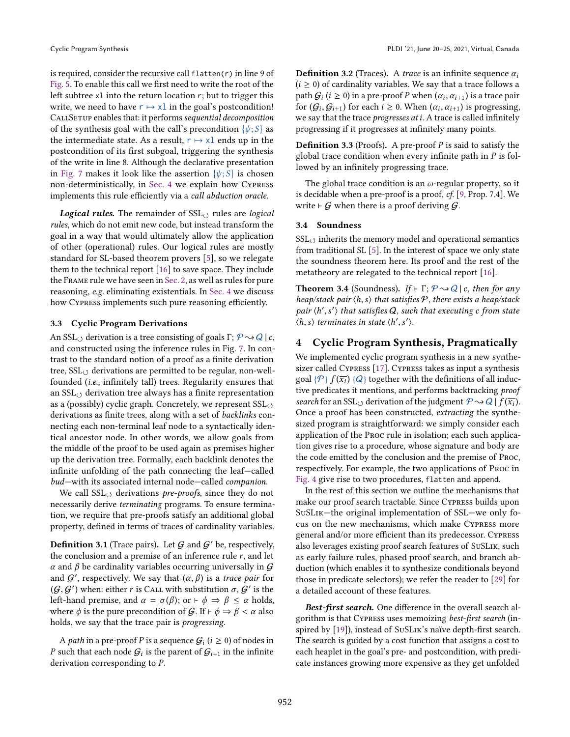is required, consider the recursive call `flatten(r)` in line 9 of Fig. 5. To enable this call we first need to write the root of the left subtree `x1` into the return location `r`; but to trigger this write, we need to have $r \mapsto x1$ in the goal's postcondition! CallSetup enables that: it performs *sequential decomposition* of the synthesis goal with the call's precondition $\{\psi; S\}$ as the intermediate state. As a result, $r \mapsto x1$ ends up in the postcondition of its first subgoal, triggering the synthesis of the write in line 8. Although the declarative presentation in Fig. 7 makes it look like the assertion $\{\psi; S\}$ is chosen non-deterministically, in Sec. 4 we explain how Cypress implements this rule efficiently via a *call abduction oracle*.

***Logical rules.*** The remainder of $\text{SSL}_\circlearrowleft$ rules are *logical rules*, which do not emit new code, but instead transform the goal in a way that would ultimately allow the application of other (operational) rules. Our logical rules are mostly standard for SL-based theorem provers [5], so we relegate them to the technical report [16] to save space. They include the Frame rule we have seen in Sec. 2, as well as rules for pure reasoning, *e.g.* eliminating existentials. In Sec. 4 we discuss how Cypress implements such pure reasoning efficiently.

### 3.3 Cyclic Program Derivations

An $\text{SSL}_\circlearrowleft$ derivation is a tree consisting of goals $\Gamma; \mathcal{P} \rightsquigarrow \mathcal{Q} \mid c$, and constructed using the inference rules in Fig. 7. In contrast to the standard notion of a proof as a finite derivation tree, $\text{SSL}_\circlearrowleft$ derivations are permitted to be regular, non-well-founded (*i.e.*, infinitely tall) trees. Regularity ensures that an $\text{SSL}_\circlearrowleft$ derivation tree always has a finite representation as a (possibly) cyclic graph. Concretely, we represent $\text{SSL}_\circlearrowleft$ derivations as finite trees, along with a set of *backlinks* connecting each non-terminal leaf node to a syntactically identical ancestor node. In other words, we allow goals from the middle of the proof to be used again as premises higher up the derivation tree. Formally, each backlink denotes the infinite unfolding of the path connecting the leaf—called *bud*—with its associated internal node—called *companion*.

We call $\text{SSL}_\circlearrowleft$ derivations *pre-proofs*, since they do not necessarily derive *terminating* programs. To ensure termination, we require that pre-proofs satisfy an additional global property, defined in terms of traces of cardinality variables.

**Definition 3.1** (Trace pairs)**.** Let $\mathcal{G}$ and $\mathcal{G}'$ be, respectively, the conclusion and a premise of an inference rule $r$, and let $\alpha$ and $\beta$ be cardinality variables occurring universally in $\mathcal{G}$ and $\mathcal{G}'$, respectively. We say that $(\alpha, \beta)$ is a *trace pair* for $(\mathcal{G}, \mathcal{G}')$ when: either $r$ is Call with substitution $\sigma$, $\mathcal{G}'$ is the left-hand premise, and $\alpha = \sigma(\beta)$; or $\vdash \phi \Rightarrow \beta \leq \alpha$ holds, where $\phi$ is the pure precondition of $\mathcal{G}$. If $\vdash \phi \Rightarrow \beta < \alpha$ also holds, we say that the trace pair is *progressing*.

A *path* in a pre-proof $P$ is a sequence $\mathcal{G}_i$ ($i \geq 0$) of nodes in $P$ such that each node $\mathcal{G}_i$ is the parent of $\mathcal{G}_{i+1}$ in the infinite derivation corresponding to $P$.

**Definition 3.2** (Traces)**.** A *trace* is an infinite sequence $\alpha_i$ ($i \geq 0$) of cardinality variables. We say that a trace follows a path $\mathcal{G}_i$ ($i \geq 0$) in a pre-proof $P$ when $(\alpha_i, \alpha_{i+1})$ is a trace pair for $(\mathcal{G}_i, \mathcal{G}_{i+1})$ for each $i \geq 0$. When $(\alpha_i, \alpha_{i+1})$ is progressing, we say that the trace *progresses at* $i$. A trace is called infinitely progressing if it progresses at infinitely many points.

**Definition 3.3** (Proofs)**.** A pre-proof $P$ is said to satisfy the global trace condition when every infinite path in $P$ is followed by an infinitely progressing trace.

The global trace condition is an $\omega$-regular property, so it is decidable when a pre-proof is a proof, *cf.* [9, Prop. 7.4]. We write $\vdash \mathcal{G}$ when there is a proof deriving $\mathcal{G}$.

### 3.4 Soundness

$\text{SSL}_\circlearrowleft$ inherits the memory model and operational semantics from traditional SL [5]. In the interest of space we only state the soundness theorem here. Its proof and the rest of the metatheory are relegated to the technical report [16].

**Theorem 3.4** (Soundness)**.** *If* $\vdash \Gamma; \mathcal{P} \rightsquigarrow \mathcal{Q} \mid c$*, then for any heap/stack pair* $\langle h, s\rangle$ *that satisfies* $\mathcal{P}$*, there exists a heap/stack pair* $\langle h', s'\rangle$ *that satisfies* $\mathcal{Q}$*, such that executing* $c$ *from state* $\langle h, s\rangle$ *terminates in state* $\langle h', s'\rangle$*.*

## 4 Cyclic Program Synthesis, Pragmatically

We implemented cyclic program synthesis in a new synthesizer called Cypress [17]. Cypress takes as input a synthesis goal $\{\mathcal{P}\}\ f(\overline{x_i})\ \{\mathcal{Q}\}$ together with the definitions of all inductive predicates it mentions, and performs backtracking *proof search* for an $\text{SSL}_\circlearrowleft$ derivation of the judgment $\mathcal{P} \rightsquigarrow \mathcal{Q} \mid f(\overline{x_i})$. Once a proof has been constructed, *extracting* the synthesized program is straightforward: we simply consider each application of the Proc rule in isolation; each such application gives rise to a procedure, whose signature and body are the code emitted by the conclusion and the premise of Proc, respectively. For example, the two applications of Proc in Fig. 4 give rise to two procedures, `flatten` and `append`.

In the rest of this section we outline the mechanisms that make our proof search tractable. Since Cypress builds upon SuSLik—the original implementation of SSL—we only focus on the new mechanisms, which make Cypress more general and/or more efficient than its predecessor. Cypress also leverages existing proof search features of SuSLik, such as early failure rules, phased proof search, and branch abduction (which enables it to synthesize conditionals beyond those in predicate selectors); we refer the reader to [29] for a detailed account of these features.

***Best-first search.*** One difference in the overall search algorithm is that Cypress uses memoizing *best-first search* (inspired by [19]), instead of SuSLik's naïve depth-first search. The search is guided by a cost function that assigns a cost to each heaplet in the goal's pre- and postcondition, with predicate instances growing more expensive as they get unfolded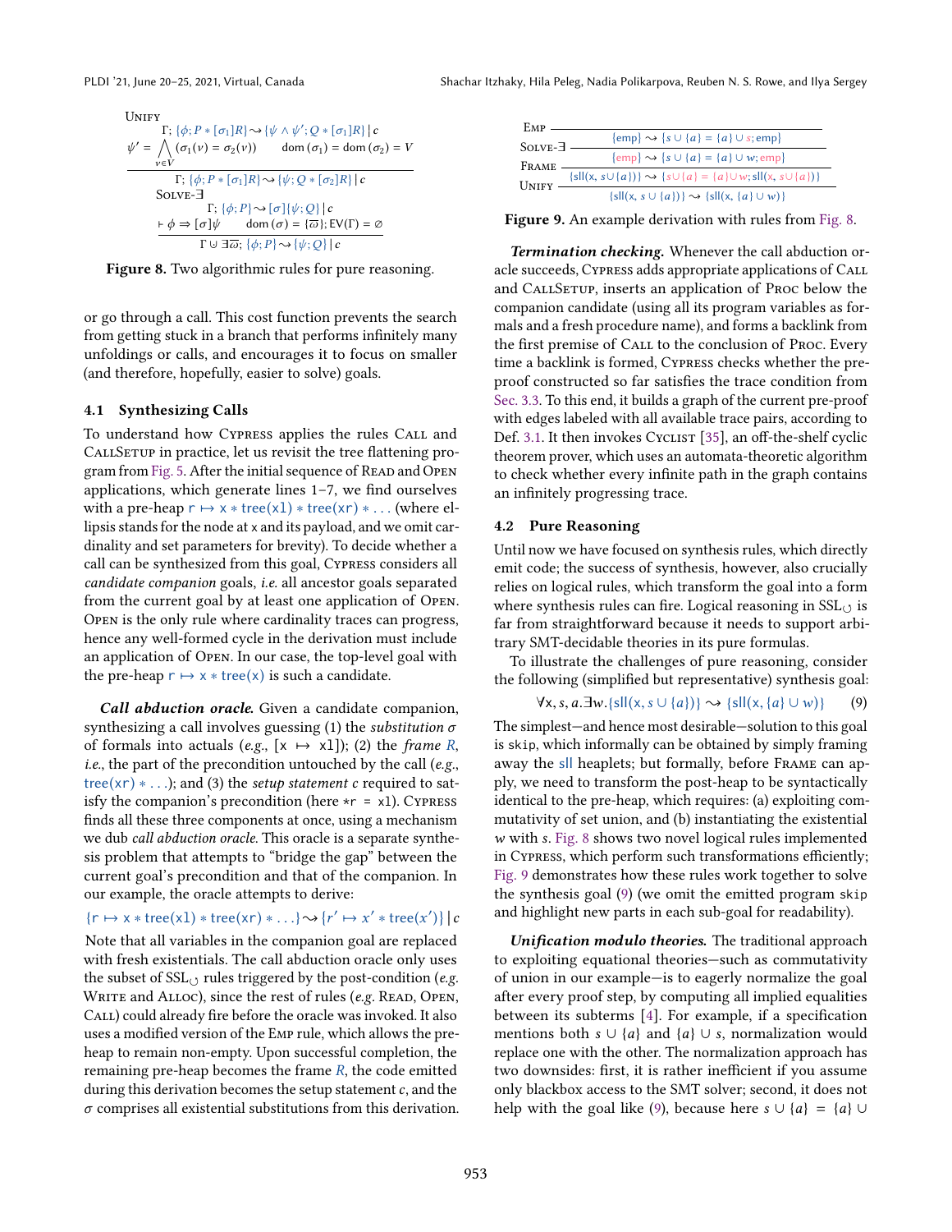$$\textsc{Unify}\quad \frac{\begin{array}{c}\Gamma; \{\phi; P * [\sigma_1]R\} \rightsquigarrow \{\psi \wedge \psi'; Q * [\sigma_1]R\} \mid c \\ \psi' = \bigwedge_{v \in V} (\sigma_1(v) = \sigma_2(v)) \qquad \mathrm{dom}(\sigma_1) = \mathrm{dom}(\sigma_2) = V\end{array}}{\Gamma; \{\phi; P * [\sigma_1]R\} \rightsquigarrow \{\psi; Q * [\sigma_2]R\} \mid c}$$

$$\textsc{Solve-}\exists\quad \frac{\begin{array}{c}\Gamma; \{\phi; P\} \rightsquigarrow [\sigma]\{\psi; Q\} \mid c \\ \vdash \phi \Rightarrow [\sigma]\psi \qquad \mathrm{dom}(\sigma) = \{\overline{\omega}\}; \mathrm{EV}(\Gamma) = \emptyset\end{array}}{\Gamma \cup \exists \overline{\omega}; \{\phi; P\} \rightsquigarrow \{\psi; Q\} \mid c}$$

**Figure 8.** Two algorithmic rules for pure reasoning.

or go through a call. This cost function prevents the search from getting stuck in a branch that performs infinitely many unfoldings or calls, and encourages it to focus on smaller (and therefore, hopefully, easier to solve) goals.

### 4.1 Synthesizing Calls

To understand how Cypress applies the rules Call and CallSetup in practice, let us revisit the tree flattening program from Fig. 5. After the initial sequence of Read and Open applications, which generate lines 1–7, we find ourselves with a pre-heap $\mathsf{r} \mapsto \mathsf{x} * \mathsf{tree}(\mathsf{x1}) * \mathsf{tree}(\mathsf{xr}) * \ldots$ (where ellipsis stands for the node at x and its payload, and we omit cardinality and set parameters for brevity). To decide whether a call can be synthesized from this goal, Cypress considers all *candidate companion* goals, *i.e.* all ancestor goals separated from the current goal by at least one application of Open. Open is the only rule where cardinality traces can progress, hence any well-formed cycle in the derivation must include an application of Open. In our case, the top-level goal with the pre-heap $\mathsf{r} \mapsto \mathsf{x} * \mathsf{tree}(\mathsf{x})$ is such a candidate.

***Call abduction oracle.*** Given a candidate companion, synthesizing a call involves guessing (1) the *substitution* $\sigma$ of formals into actuals (*e.g.*, $[\mathsf{x} \mapsto \mathsf{x1}]$); (2) the *frame* $R$, *i.e.*, the part of the precondition untouched by the call (*e.g.*, $\mathsf{tree}(\mathsf{xr}) * \ldots$); and (3) the *setup statement* $c$ required to satisfy the companion's precondition (here `*r = x1`). Cypress finds all these three components at once, using a mechanism we dub *call abduction oracle*. This oracle is a separate synthesis problem that attempts to "bridge the gap" between the current goal's precondition and that of the companion. In our example, the oracle attempts to derive:

$$\{\mathsf{r} \mapsto \mathsf{x} * \mathsf{tree}(\mathsf{x1}) * \mathsf{tree}(\mathsf{xr}) * \ldots\} \rightsquigarrow \{r' \mapsto x' * \mathsf{tree}(x')\} \mid c$$

Note that all variables in the companion goal are replaced with fresh existentials. The call abduction oracle only uses the subset of $\mathrm{SSL}_{\circlearrowleft}$ rules triggered by the post-condition (*e.g.* Write and Alloc), since the rest of rules (*e.g.* Read, Open, Call) could already fire before the oracle was invoked. It also uses a modified version of the Emp rule, which allows the pre-heap to remain non-empty. Upon successful completion, the remaining pre-heap becomes the frame $R$, the code emitted during this derivation becomes the setup statement $c$, and the $\sigma$ comprises all existential substitutions from this derivation.

$$\textsc{Unify}\ \frac{\textsc{Frame}\ \dfrac{\textsc{Solve-}\exists\ \dfrac{\textsc{Emp}\ \dfrac{}{\{\mathsf{emp}\} \rightsquigarrow \{s \cup \{a\} = \{a\} \cup s; \mathsf{emp}\}}}{\{\mathsf{emp}\} \rightsquigarrow \{s \cup \{a\} = \{a\} \cup w; \mathsf{emp}\}}}{\{\mathsf{sll}(\mathsf{x}, s \cup \{a\})\} \rightsquigarrow \{s \cup \{a\} = \{a\} \cup w; \mathsf{sll}(\mathsf{x}, s \cup \{a\})\}}}{\{\mathsf{sll}(\mathsf{x}, s \cup \{a\})\} \rightsquigarrow \{\mathsf{sll}(\mathsf{x}, \{a\} \cup w)\}}$$

**Figure 9.** An example derivation with rules from Fig. 8.

***Termination checking.*** Whenever the call abduction oracle succeeds, Cypress adds appropriate applications of Call and CallSetup, inserts an application of Proc below the companion candidate (using all its program variables as formals and a fresh procedure name), and forms a backlink from the first premise of Call to the conclusion of Proc. Every time a backlink is formed, Cypress checks whether the pre-proof constructed so far satisfies the trace condition from Sec. 3.3. To this end, it builds a graph of the current pre-proof with edges labeled with all available trace pairs, according to Def. 3.1. It then invokes Cyclist [35], an off-the-shelf cyclic theorem prover, which uses an automata-theoretic algorithm to check whether every infinite path in the graph contains an infinitely progressing trace.

### 4.2 Pure Reasoning

Until now we have focused on synthesis rules, which directly emit code; the success of synthesis, however, also crucially relies on logical rules, which transform the goal into a form where synthesis rules can fire. Logical reasoning in $\mathrm{SSL}_{\circlearrowleft}$ is far from straightforward because it needs to support arbitrary SMT-decidable theories in its pure formulas.

To illustrate the challenges of pure reasoning, consider the following (simplified but representative) synthesis goal:

$$\forall \mathsf{x}, s, a. \exists w. \{\mathsf{sll}(\mathsf{x}, s \cup \{a\})\} \rightsquigarrow \{\mathsf{sll}(\mathsf{x}, \{a\} \cup w)\} \qquad (9)$$

The simplest—and hence most desirable—solution to this goal is `skip`, which informally can be obtained by simply framing away the sll heaplets; but formally, before Frame can apply, we need to transform the post-heap to be syntactically identical to the pre-heap, which requires: (a) exploiting commutativity of set union, and (b) instantiating the existential $w$ with $s$. Fig. 8 shows two novel logical rules implemented in Cypress, which perform such transformations efficiently; Fig. 9 demonstrates how these rules work together to solve the synthesis goal (9) (we omit the emitted program `skip` and highlight new parts in each sub-goal for readability).

***Unification modulo theories.*** The traditional approach to exploiting equational theories—such as commutativity of union in our example—is to eagerly normalize the goal after every proof step, by computing all implied equalities between its subterms [4]. For example, if a specification mentions both $s \cup \{a\}$ and $\{a\} \cup s$, normalization would replace one with the other. The normalization approach has two downsides: first, it is rather inefficient if you assume only blackbox access to the SMT solver; second, it does not help with the goal like (9), because here $s \cup \{a\} = \{a\} \cup$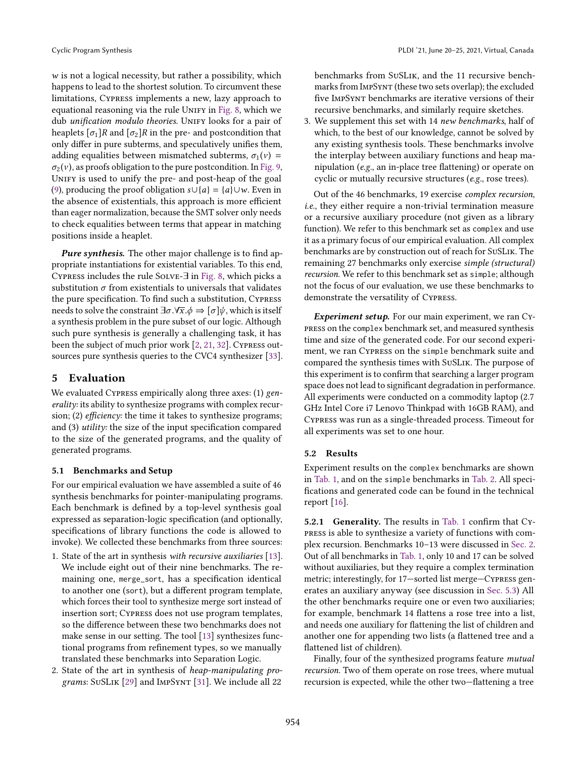$w$ is not a logical necessity, but rather a possibility, which happens to lead to the shortest solution. To circumvent these limitations, Cypress implements a new, lazy approach to equational reasoning via the rule Unify in Fig. 8, which we dub *unification modulo theories*. Unify looks for a pair of heaplets $[\sigma_1]R$ and $[\sigma_2]R$ in the pre- and postcondition that only differ in pure subterms, and speculatively unifies them, adding equalities between mismatched subterms, $\sigma_1(v) = \sigma_2(v)$, as proofs obligation to the pure postcondition. In Fig. 9, Unify is used to unify the pre- and post-heap of the goal (9), producing the proof obligation $s \cup \{a\} = \{a\} \cup w$. Even in the absence of existentials, this approach is more efficient than eager normalization, because the SMT solver only needs to check equalities between terms that appear in matching positions inside a heaplet.

***Pure synthesis.*** The other major challenge is to find appropriate instantiations for existential variables. To this end, Cypress includes the rule Solve-∃ in Fig. 8, which picks a substitution $\sigma$ from existentials to universals that validates the pure specification. To find such a substitution, Cypress needs to solve the constraint $\exists\sigma.\forall\overline{x}.\phi \Rightarrow [\sigma]\psi$, which is itself a synthesis problem in the pure subset of our logic. Although such pure synthesis is generally a challenging task, it has been the subject of much prior work [2, 21, 32]. Cypress outsources pure synthesis queries to the CVC4 synthesizer [33].

## 5 Evaluation

We evaluated Cypress empirically along three axes: (1) *generality:* its ability to synthesize programs with complex recursion; (2) *efficiency:* the time it takes to synthesize programs; and (3) *utility:* the size of the input specification compared to the size of the generated programs, and the quality of generated programs.

### 5.1 Benchmarks and Setup

For our empirical evaluation we have assembled a suite of 46 synthesis benchmarks for pointer-manipulating programs. Each benchmark is defined by a top-level synthesis goal expressed as separation-logic specification (and optionally, specifications of library functions the code is allowed to invoke). We collected these benchmarks from three sources:

1. State of the art in synthesis *with recursive auxiliaries* [13]. We include eight out of their nine benchmarks. The remaining one, `merge_sort`, has a specification identical to another one (`sort`), but a different program template, which forces their tool to synthesize merge sort instead of insertion sort; Cypress does not use program templates, so the difference between these two benchmarks does not make sense in our setting. The tool [13] synthesizes functional programs from refinement types, so we manually translated these benchmarks into Separation Logic.
2. State of the art in synthesis of *heap-manipulating programs*: SuSLik [29] and ImpSynt [31]. We include all 22 benchmarks from SuSLik, and the 11 recursive benchmarks from ImpSynt (these two sets overlap); the excluded five ImpSynt benchmarks are iterative versions of their recursive benchmarks, and similarly require sketches.
3. We supplement this set with 14 *new benchmarks*, half of which, to the best of our knowledge, cannot be solved by any existing synthesis tools. These benchmarks involve the interplay between auxiliary functions and heap manipulation (*e.g.*, an in-place tree flattening) or operate on cyclic or mutually recursive structures (*e.g.*, rose trees).

Out of the 46 benchmarks, 19 exercise *complex recursion*, *i.e.*, they either require a non-trivial termination measure or a recursive auxiliary procedure (not given as a library function). We refer to this benchmark set as `complex` and use it as a primary focus of our empirical evaluation. All complex benchmarks are by construction out of reach for SuSLik. The remaining 27 benchmarks only exercise *simple (structural) recursion*. We refer to this benchmark set as `simple`; although not the focus of our evaluation, we use these benchmarks to demonstrate the versatility of Cypress.

***Experiment setup.*** For our main experiment, we ran Cypress on the `complex` benchmark set, and measured synthesis time and size of the generated code. For our second experiment, we ran Cypress on the `simple` benchmark suite and compared the synthesis times with SuSLik. The purpose of this experiment is to confirm that searching a larger program space does not lead to significant degradation in performance. All experiments were conducted on a commodity laptop (2.7 GHz Intel Core i7 Lenovo Thinkpad with 16GB RAM), and Cypress was run as a single-threaded process. Timeout for all experiments was set to one hour.

### 5.2 Results

Experiment results on the `complex` benchmarks are shown in Tab. 1, and on the `simple` benchmarks in Tab. 2. All specifications and generated code can be found in the technical report [16].

**5.2.1 Generality.** The results in Tab. 1 confirm that Cypress is able to synthesize a variety of functions with complex recursion. Benchmarks 10–13 were discussed in Sec. 2. Out of all benchmarks in Tab. 1, only 10 and 17 can be solved without auxiliaries, but they require a complex termination metric; interestingly, for 17—sorted list merge—Cypress generates an auxiliary anyway (see discussion in Sec. 5.3) All the other benchmarks require one or even two auxiliaries; for example, benchmark 14 flattens a rose tree into a list, and needs one auxiliary for flattening the list of children and another one for appending two lists (a flattened tree and a flattened list of children).

Finally, four of the synthesized programs feature *mutual recursion*. Two of them operate on rose trees, where mutual recursion is expected, while the other two—flattening a tree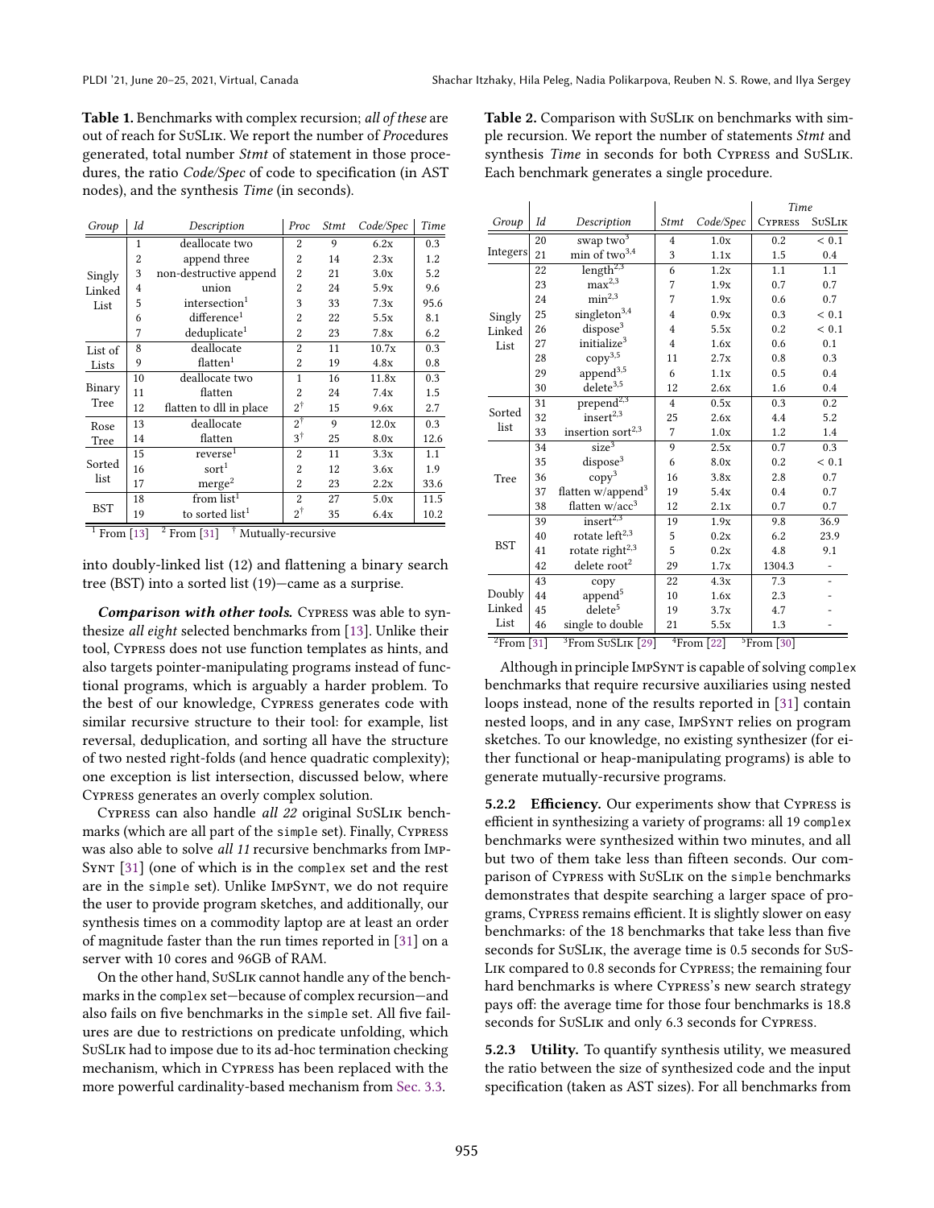**Table 1.** Benchmarks with complex recursion; *all of these* are out of reach for SuSLik. We report the number of *Proc*edures generated, total number *Stmt* of statement in those procedures, the ratio *Code/Spec* of code to specification (in AST nodes), and the synthesis *Time* (in seconds).

| Group | Id | Description | Proc | Stmt | Code/Spec | Time |
|---|---|---|---|---|---|---|
| Singly Linked List | 1 | deallocate two | 2 | 9 | 6.2x | 0.3 |
| | 2 | append three | 2 | 14 | 2.3x | 1.2 |
| | 3 | non-destructive append | 2 | 21 | 3.0x | 5.2 |
| | 4 | union | 2 | 24 | 5.9x | 9.6 |
| | 5 | intersection[1] | 3 | 33 | 7.3x | 95.6 |
| | 6 | difference[1] | 2 | 22 | 5.5x | 8.1 |
| | 7 | deduplicate[1] | 2 | 23 | 7.8x | 6.2 |
| List of Lists | 8 | deallocate | 2 | 11 | 10.7x | 0.3 |
| | 9 | flatten[1] | 2 | 19 | 4.8x | 0.8 |
| Binary Tree | 10 | deallocate two | 1 | 16 | 11.8x | 0.3 |
| | 11 | flatten | 2 | 24 | 7.4x | 1.5 |
| | 12 | flatten to dll in place | 2[†] | 15 | 9.6x | 2.7 |
| Rose Tree | 13 | deallocate | 2[†] | 9 | 12.0x | 0.3 |
| | 14 | flatten | 3[†] | 25 | 8.0x | 12.6 |
| Sorted list | 15 | reverse[1] | 2 | 11 | 3.3x | 1.1 |
| | 16 | sort[1] | 2 | 12 | 3.6x | 1.9 |
| | 17 | merge[2] | 2 | 23 | 2.2x | 33.6 |
| BST | 18 | from list[1] | 2 | 27 | 5.0x | 11.5 |
| | 19 | to sorted list[1] | 2[†] | 35 | 6.4x | 10.2 |

[1] From [13] [2] From [31] [†] Mutually-recursive

into doubly-linked list (12) and flattening a binary search tree (BST) into a sorted list (19)—came as a surprise.

***Comparison with other tools.*** Cypress was able to synthesize *all eight* selected benchmarks from [13]. Unlike their tool, Cypress does not use function templates as hints, and also targets pointer-manipulating programs instead of functional programs, which is arguably a harder problem. To the best of our knowledge, Cypress generates code with similar recursive structure to their tool: for example, list reversal, deduplication, and sorting all have the structure of two nested right-folds (and hence quadratic complexity); one exception is list intersection, discussed below, where Cypress generates an overly complex solution.

Cypress can also handle *all 22* original SuSLik benchmarks (which are all part of the `simple` set). Finally, Cypress was also able to solve *all 11* recursive benchmarks from ImpSynt [31] (one of which is in the `complex` set and the rest are in the `simple` set). Unlike ImpSynt, we do not require the user to provide program sketches, and additionally, our synthesis times on a commodity laptop are at least an order of magnitude faster than the run times reported in [31] on a server with 10 cores and 96GB of RAM.

On the other hand, SuSLik cannot handle any of the benchmarks in the `complex` set—because of complex recursion—and also fails on five benchmarks in the `simple` set. All five failures are due to restrictions on predicate unfolding, which SuSLik had to impose due to its ad-hoc termination checking mechanism, which in Cypress has been replaced with the more powerful cardinality-based mechanism from Sec. 3.3.

**Table 2.** Comparison with SuSLik on benchmarks with simple recursion. We report the number of statements *Stmt* and synthesis *Time* in seconds for both Cypress and SuSLik. Each benchmark generates a single procedure.

| | | | | | Time | |
|---|---|---|---|---|---|---|
| Group | Id | Description | Stmt | Code/Spec | Cypress | SuSLik |
| Integers | 20 | swap two[3] | 4 | 1.0x | 0.2 | < 0.1 |
| | 21 | min of two[3,4] | 3 | 1.1x | 1.5 | 0.4 |
| Singly Linked List | 22 | length[2,3] | 6 | 1.2x | 1.1 | 1.1 |
| | 23 | max[2,3] | 7 | 1.9x | 0.7 | 0.7 |
| | 24 | min[2,3] | 7 | 1.9x | 0.6 | 0.7 |
| | 25 | singleton[3,4] | 4 | 0.9x | 0.3 | < 0.1 |
| | 26 | dispose[3] | 4 | 5.5x | 0.2 | < 0.1 |
| | 27 | initialize[3] | 4 | 1.6x | 0.6 | 0.1 |
| | 28 | copy[3,5] | 11 | 2.7x | 0.8 | 0.3 |
| | 29 | append[3,5] | 6 | 1.1x | 0.5 | 0.4 |
| | 30 | delete[3,5] | 12 | 2.6x | 1.6 | 0.4 |
| Sorted list | 31 | prepend[2,3] | 4 | 0.5x | 0.3 | 0.2 |
| | 32 | insert[2,3] | 25 | 2.6x | 4.4 | 5.2 |
| | 33 | insertion sort[2,3] | 7 | 1.0x | 1.2 | 1.4 |
| Tree | 34 | size[3] | 9 | 2.5x | 0.7 | 0.3 |
| | 35 | dispose[3] | 6 | 8.0x | 0.2 | < 0.1 |
| | 36 | copy[3] | 16 | 3.8x | 2.8 | 0.7 |
| | 37 | flatten w/append[3] | 19 | 5.4x | 0.4 | 0.7 |
| | 38 | flatten w/acc[3] | 12 | 2.1x | 0.7 | 0.7 |
| BST | 39 | insert[2,3] | 19 | 1.9x | 9.8 | 36.9 |
| | 40 | rotate left[2,3] | 5 | 0.2x | 6.2 | 23.9 |
| | 41 | rotate right[2,3] | 5 | 0.2x | 4.8 | 9.1 |
| | 42 | delete root[2] | 29 | 1.7x | 1304.3 | - |
| Doubly Linked List | 43 | copy | 22 | 4.3x | 7.3 | - |
| | 44 | append[5] | 10 | 1.6x | 2.3 | - |
| | 45 | delete[5] | 19 | 3.7x | 4.7 | - |
| | 46 | single to double | 21 | 5.5x | 1.3 | - |

[2] From [31] [3] From SuSLik [29] [4] From [22] [5] From [30]

Although in principle ImpSynt is capable of solving `complex` benchmarks that require recursive auxiliaries using nested loops instead, none of the results reported in [31] contain nested loops, and in any case, ImpSynt relies on program sketches. To our knowledge, no existing synthesizer (for either functional or heap-manipulating programs) is able to generate mutually-recursive programs.

#### 5.2.2 Efficiency.

Our experiments show that Cypress is efficient in synthesizing a variety of programs: all 19 `complex` benchmarks were synthesized within two minutes, and all but two of them take less than fifteen seconds. Our comparison of Cypress with SuSLik on the `simple` benchmarks demonstrates that despite searching a larger space of programs, Cypress remains efficient. It is slightly slower on easy benchmarks: of the 18 benchmarks that take less than five seconds for SuSLik, the average time is 0.5 seconds for SuSLik compared to 0.8 seconds for Cypress; the remaining four hard benchmarks is where Cypress's new search strategy pays off: the average time for those four benchmarks is 18.8 seconds for SuSLik and only 6.3 seconds for Cypress.

#### 5.2.3 Utility.

To quantify synthesis utility, we measured the ratio between the size of synthesized code and the input specification (taken as AST sizes). For all benchmarks from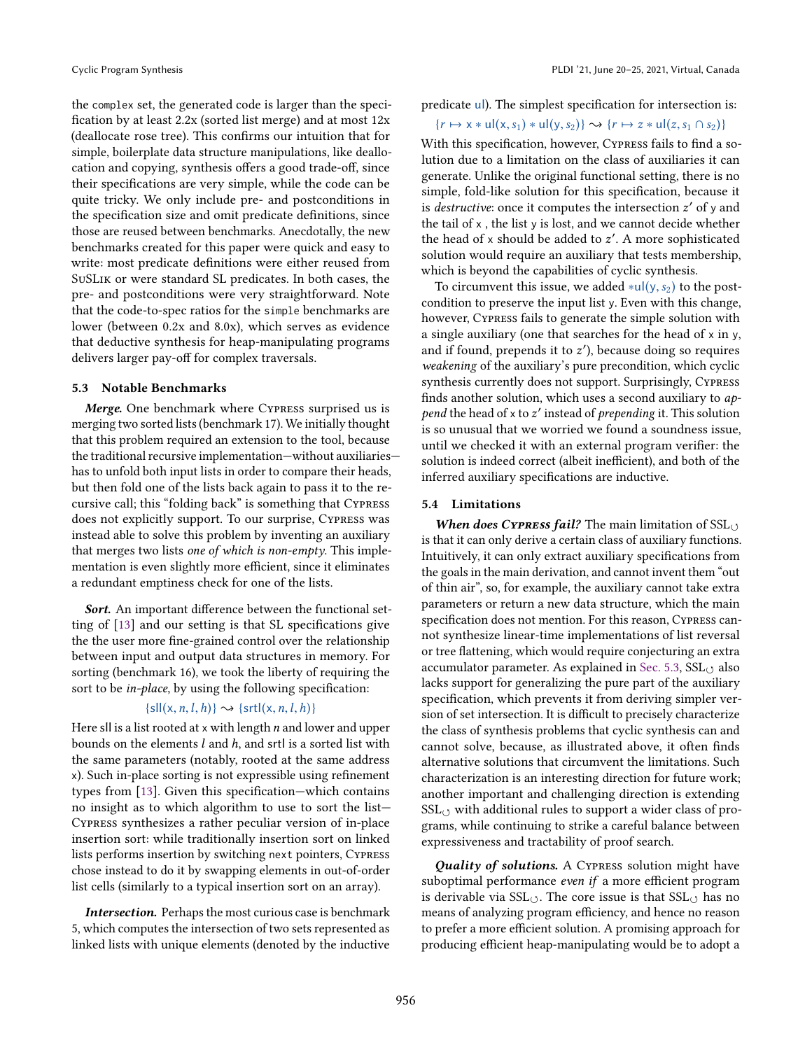the complex set, the generated code is larger than the specification by at least 2.2x (sorted list merge) and at most 12x (deallocate rose tree). This confirms our intuition that for simple, boilerplate data structure manipulations, like deallocation and copying, synthesis offers a good trade-off, since their specifications are very simple, while the code can be quite tricky. We only include pre- and postconditions in the specification size and omit predicate definitions, since those are reused between benchmarks. Anecdotally, the new benchmarks created for this paper were quick and easy to write: most predicate definitions were either reused from SuSLik or were standard SL predicates. In both cases, the pre- and postconditions were very straightforward. Note that the code-to-spec ratios for the simple benchmarks are lower (between 0.2x and 8.0x), which serves as evidence that deductive synthesis for heap-manipulating programs delivers larger pay-off for complex traversals.

### 5.3 Notable Benchmarks

***Merge.*** One benchmark where Cypress surprised us is merging two sorted lists (benchmark 17). We initially thought that this problem required an extension to the tool, because the traditional recursive implementation—without auxiliaries—has to unfold both input lists in order to compare their heads, but then fold one of the lists back again to pass it to the recursive call; this "folding back" is something that Cypress does not explicitly support. To our surprise, Cypress was instead able to solve this problem by inventing an auxiliary that merges two lists *one of which is non-empty*. This implementation is even slightly more efficient, since it eliminates a redundant emptiness check for one of the lists.

***Sort.*** An important difference between the functional setting of [13] and our setting is that SL specifications give the the user more fine-grained control over the relationship between input and output data structures in memory. For sorting (benchmark 16), we took the liberty of requiring the sort to be *in-place*, by using the following specification:

$$\{\mathsf{sll}(\mathsf{x}, n, l, h)\} \rightsquigarrow \{\mathsf{srtl}(\mathsf{x}, n, l, h)\}$$

Here sll is a list rooted at x with length $n$ and lower and upper bounds on the elements $l$ and $h$, and srtl is a sorted list with the same parameters (notably, rooted at the same address x). Such in-place sorting is not expressible using refinement types from [13]. Given this specification—which contains no insight as to which algorithm to use to sort the list—Cypress synthesizes a rather peculiar version of in-place insertion sort: while traditionally insertion sort on linked lists performs insertion by switching next pointers, Cypress chose instead to do it by swapping elements in out-of-order list cells (similarly to a typical insertion sort on an array).

***Intersection.*** Perhaps the most curious case is benchmark 5, which computes the intersection of two sets represented as linked lists with unique elements (denoted by the inductive predicate ul). The simplest specification for intersection is:

$$\{r \mapsto \mathsf{x} * \mathsf{ul}(\mathsf{x}, s_1) * \mathsf{ul}(\mathsf{y}, s_2)\} \rightsquigarrow \{r \mapsto z * \mathsf{ul}(z, s_1 \cap s_2)\}$$

With this specification, however, Cypress fails to find a solution due to a limitation on the class of auxiliaries it can generate. Unlike the original functional setting, there is no simple, fold-like solution for this specification, because it is *destructive*: once it computes the intersection $z'$ of y and the tail of x, the list y is lost, and we cannot decide whether the head of x should be added to $z'$. A more sophisticated solution would require an auxiliary that tests membership, which is beyond the capabilities of cyclic synthesis.

To circumvent this issue, we added $*\mathsf{ul}(\mathsf{y}, s_2)$ to the postcondition to preserve the input list y. Even with this change, however, Cypress fails to generate the simple solution with a single auxiliary (one that searches for the head of x in y, and if found, prepends it to $z'$), because doing so requires *weakening* of the auxiliary's pure precondition, which cyclic synthesis currently does not support. Surprisingly, Cypress finds another solution, which uses a second auxiliary to *append* the head of x to $z'$ instead of *prepending* it. This solution is so unusual that we worried we found a soundness issue, until we checked it with an external program verifier: the solution is indeed correct (albeit inefficient), and both of the inferred auxiliary specifications are inductive.

### 5.4 Limitations

***When does Cypress fail?*** The main limitation of $\text{SSL}_{\circlearrowleft}$ is that it can only derive a certain class of auxiliary functions. Intuitively, it can only extract auxiliary specifications from the goals in the main derivation, and cannot invent them "out of thin air", so, for example, the auxiliary cannot take extra parameters or return a new data structure, which the main specification does not mention. For this reason, Cypress cannot synthesize linear-time implementations of list reversal or tree flattening, which would require conjecturing an extra accumulator parameter. As explained in Sec. 5.3, $\text{SSL}_{\circlearrowleft}$ also lacks support for generalizing the pure part of the auxiliary specification, which prevents it from deriving simpler version of set intersection. It is difficult to precisely characterize the class of synthesis problems that cyclic synthesis can and cannot solve, because, as illustrated above, it often finds alternative solutions that circumvent the limitations. Such characterization is an interesting direction for future work; another important and challenging direction is extending $\text{SSL}_{\circlearrowleft}$ with additional rules to support a wider class of programs, while continuing to strike a careful balance between expressiveness and tractability of proof search.

***Quality of solutions.*** A Cypress solution might have suboptimal performance *even if* a more efficient program is derivable via $\text{SSL}_{\circlearrowleft}$. The core issue is that $\text{SSL}_{\circlearrowleft}$ has no means of analyzing program efficiency, and hence no reason to prefer a more efficient solution. A promising approach for producing efficient heap-manipulating would be to adopt a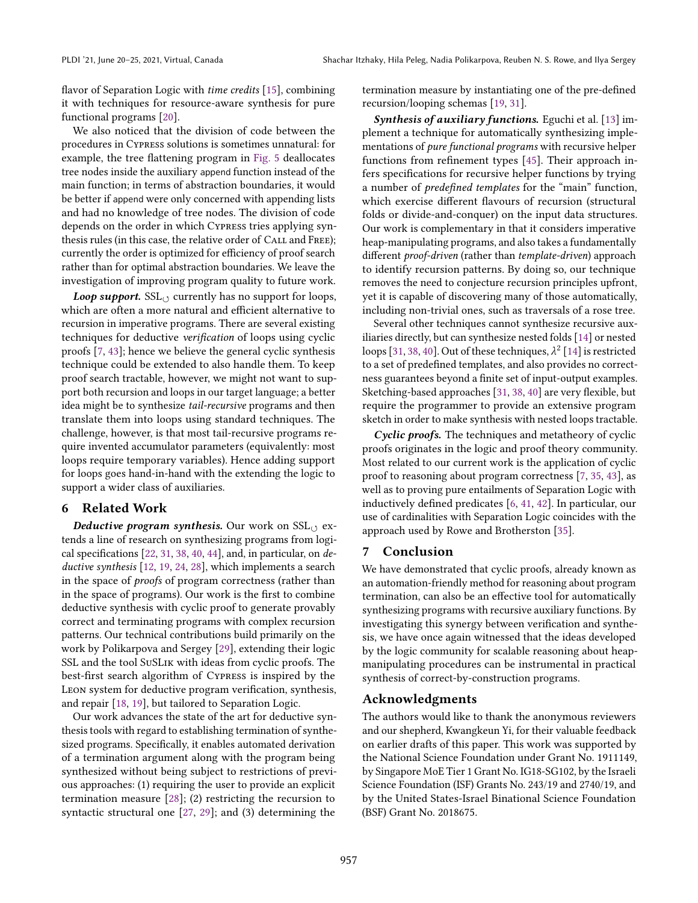flavor of Separation Logic with *time credits* [15], combining it with techniques for resource-aware synthesis for pure functional programs [20].

We also noticed that the division of code between the procedures in Cypress solutions is sometimes unnatural: for example, the tree flattening program in Fig. 5 deallocates tree nodes inside the auxiliary append function instead of the main function; in terms of abstraction boundaries, it would be better if append were only concerned with appending lists and had no knowledge of tree nodes. The division of code depends on the order in which Cypress tries applying synthesis rules (in this case, the relative order of Call and Free); currently the order is optimized for efficiency of proof search rather than for optimal abstraction boundaries. We leave the investigation of improving program quality to future work.

***Loop support.*** $\mathrm{SSL}_{\circlearrowleft}$ currently has no support for loops, which are often a more natural and efficient alternative to recursion in imperative programs. There are several existing techniques for deductive *verification* of loops using cyclic proofs [7, 43]; hence we believe the general cyclic synthesis technique could be extended to also handle them. To keep proof search tractable, however, we might not want to support both recursion and loops in our target language; a better idea might be to synthesize *tail-recursive* programs and then translate them into loops using standard techniques. The challenge, however, is that most tail-recursive programs require invented accumulator parameters (equivalently: most loops require temporary variables). Hence adding support for loops goes hand-in-hand with the extending the logic to support a wider class of auxiliaries.

## 6 Related Work

***Deductive program synthesis.*** Our work on $\mathrm{SSL}_{\circlearrowleft}$ extends a line of research on synthesizing programs from logical specifications [22, 31, 38, 40, 44], and, in particular, on *deductive synthesis* [12, 19, 24, 28], which implements a search in the space of *proofs* of program correctness (rather than in the space of programs). Our work is the first to combine deductive synthesis with cyclic proof to generate provably correct and terminating programs with complex recursion patterns. Our technical contributions build primarily on the work by Polikarpova and Sergey [29], extending their logic SSL and the tool SuSLik with ideas from cyclic proofs. The best-first search algorithm of Cypress is inspired by the Leon system for deductive program verification, synthesis, and repair [18, 19], but tailored to Separation Logic.

Our work advances the state of the art for deductive synthesis tools with regard to establishing termination of synthesized programs. Specifically, it enables automated derivation of a termination argument along with the program being synthesized without being subject to restrictions of previous approaches: (1) requiring the user to provide an explicit termination measure [28]; (2) restricting the recursion to syntactic structural one [27, 29]; and (3) determining the termination measure by instantiating one of the pre-defined recursion/looping schemas [19, 31].

***Synthesis of auxiliary functions.*** Eguchi et al. [13] implement a technique for automatically synthesizing implementations of *pure functional programs* with recursive helper functions from refinement types [45]. Their approach infers specifications for recursive helper functions by trying a number of *predefined templates* for the "main" function, which exercise different flavours of recursion (structural folds or divide-and-conquer) on the input data structures. Our work is complementary in that it considers imperative heap-manipulating programs, and also takes a fundamentally different *proof-driven* (rather than *template-driven*) approach to identify recursion patterns. By doing so, our technique removes the need to conjecture recursion principles upfront, yet it is capable of discovering many of those automatically, including non-trivial ones, such as traversals of a rose tree.

Several other techniques cannot synthesize recursive auxiliaries directly, but can synthesize nested folds [14] or nested loops [31, 38, 40]. Out of these techniques, $\lambda^2$ [14] is restricted to a set of predefined templates, and also provides no correctness guarantees beyond a finite set of input-output examples. Sketching-based approaches [31, 38, 40] are very flexible, but require the programmer to provide an extensive program sketch in order to make synthesis with nested loops tractable.

***Cyclic proofs.*** The techniques and metatheory of cyclic proofs originates in the logic and proof theory community. Most related to our current work is the application of cyclic proof to reasoning about program correctness [7, 35, 43], as well as to proving pure entailments of Separation Logic with inductively defined predicates [6, 41, 42]. In particular, our use of cardinalities with Separation Logic coincides with the approach used by Rowe and Brotherston [35].

## 7 Conclusion

We have demonstrated that cyclic proofs, already known as an automation-friendly method for reasoning about program termination, can also be an effective tool for automatically synthesizing programs with recursive auxiliary functions. By investigating this synergy between verification and synthesis, we have once again witnessed that the ideas developed by the logic community for scalable reasoning about heap-manipulating procedures can be instrumental in practical synthesis of correct-by-construction programs.

## Acknowledgments

The authors would like to thank the anonymous reviewers and our shepherd, Kwangkeun Yi, for their valuable feedback on earlier drafts of this paper. This work was supported by the National Science Foundation under Grant No. 1911149, by Singapore MoE Tier 1 Grant No. IG18-SG102, by the Israeli Science Foundation (ISF) Grants No. 243/19 and 2740/19, and by the United States-Israel Binational Science Foundation (BSF) Grant No. 2018675.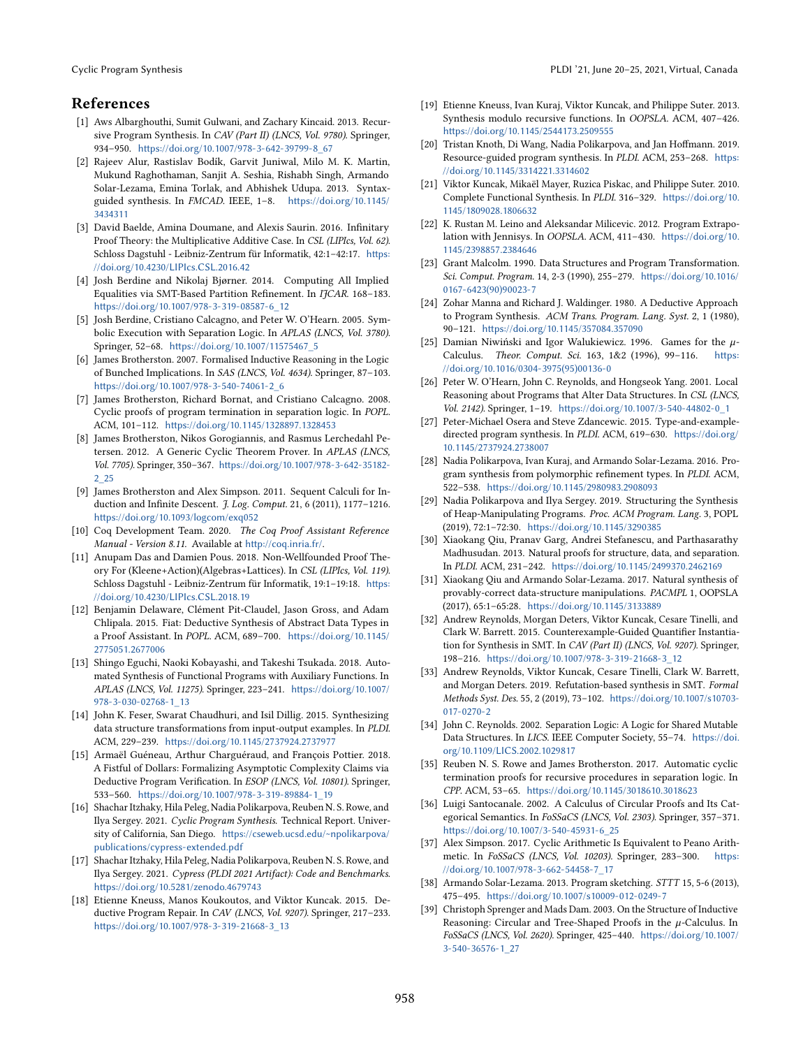## References

[1] Aws Albarghouthi, Sumit Gulwani, and Zachary Kincaid. 2013. Recursive Program Synthesis. In *CAV (Part II) (LNCS, Vol. 9780)*. Springer, 934–950. https://doi.org/10.1007/978-3-642-39799-8_67

[2] Rajeev Alur, Rastislav Bodík, Garvit Juniwal, Milo M. K. Martin, Mukund Raghothaman, Sanjit A. Seshia, Rishabh Singh, Armando Solar-Lezama, Emina Torlak, and Abhishek Udupa. 2013. Syntax-guided synthesis. In *FMCAD*. IEEE, 1–8. https://doi.org/10.1145/3434311

[3] David Baelde, Amina Doumane, and Alexis Saurin. 2016. Infinitary Proof Theory: the Multiplicative Additive Case. In *CSL (LIPIcs, Vol. 62)*. Schloss Dagstuhl - Leibniz-Zentrum für Informatik, 42:1–42:17. https://doi.org/10.4230/LIPIcs.CSL.2016.42

[4] Josh Berdine and Nikolaj Bjørner. 2014. Computing All Implied Equalities via SMT-Based Partition Refinement. In *IJCAR*. 168–183. https://doi.org/10.1007/978-3-319-08587-6_12

[5] Josh Berdine, Cristiano Calcagno, and Peter W. O'Hearn. 2005. Symbolic Execution with Separation Logic. In *APLAS (LNCS, Vol. 3780)*. Springer, 52–68. https://doi.org/10.1007/11575467_5

[6] James Brotherston. 2007. Formalised Inductive Reasoning in the Logic of Bunched Implications. In *SAS (LNCS, Vol. 4634)*. Springer, 87–103. https://doi.org/10.1007/978-3-540-74061-2_6

[7] James Brotherston, Richard Bornat, and Cristiano Calcagno. 2008. Cyclic proofs of program termination in separation logic. In *POPL*. ACM, 101–112. https://doi.org/10.1145/1328897.1328453

[8] James Brotherston, Nikos Gorogiannis, and Rasmus Lerchedahl Petersen. 2012. A Generic Cyclic Theorem Prover. In *APLAS (LNCS, Vol. 7705)*. Springer, 350–367. https://doi.org/10.1007/978-3-642-35182-2_25

[9] James Brotherston and Alex Simpson. 2011. Sequent Calculi for Induction and Infinite Descent. *J. Log. Comput.* 21, 6 (2011), 1177–1216. https://doi.org/10.1093/logcom/exq052

[10] Coq Development Team. 2020. *The Coq Proof Assistant Reference Manual - Version 8.11*. Available at http://coq.inria.fr/.

[11] Anupam Das and Damien Pous. 2018. Non-Wellfounded Proof Theory For (Kleene+Action)(Algebras+Lattices). In *CSL (LIPIcs, Vol. 119)*. Schloss Dagstuhl - Leibniz-Zentrum für Informatik, 19:1–19:18. https://doi.org/10.4230/LIPIcs.CSL.2018.19

[12] Benjamin Delaware, Clément Pit-Claudel, Jason Gross, and Adam Chlipala. 2015. Fiat: Deductive Synthesis of Abstract Data Types in a Proof Assistant. In *POPL*. ACM, 689–700. https://doi.org/10.1145/2775051.2677006

[13] Shingo Eguchi, Naoki Kobayashi, and Takeshi Tsukada. 2018. Automated Synthesis of Functional Programs with Auxiliary Functions. In *APLAS (LNCS, Vol. 11275)*. Springer, 223–241. https://doi.org/10.1007/978-3-030-02768-1_13

[14] John K. Feser, Swarat Chaudhuri, and Isil Dillig. 2015. Synthesizing data structure transformations from input-output examples. In *PLDI*. ACM, 229–239. https://doi.org/10.1145/2737924.2737977

[15] Armaël Guéneau, Arthur Charguéraud, and François Pottier. 2018. A Fistful of Dollars: Formalizing Asymptotic Complexity Claims via Deductive Program Verification. In *ESOP (LNCS, Vol. 10801)*. Springer, 533–560. https://doi.org/10.1007/978-3-319-89884-1_19

[16] Shachar Itzhaky, Hila Peleg, Nadia Polikarpova, Reuben N. S. Rowe, and Ilya Sergey. 2021. *Cyclic Program Synthesis*. Technical Report. University of California, San Diego. https://cseweb.ucsd.edu/~npolikarpova/publications/cypress-extended.pdf

[17] Shachar Itzhaky, Hila Peleg, Nadia Polikarpova, Reuben N. S. Rowe, and Ilya Sergey. 2021. *Cypress (PLDI 2021 Artifact): Code and Benchmarks*. https://doi.org/10.5281/zenodo.4679743

[18] Etienne Kneuss, Manos Koukoutos, and Viktor Kuncak. 2015. Deductive Program Repair. In *CAV (LNCS, Vol. 9207)*. Springer, 217–233. https://doi.org/10.1007/978-3-319-21668-3_13

[19] Etienne Kneuss, Ivan Kuraj, Viktor Kuncak, and Philippe Suter. 2013. Synthesis modulo recursive functions. In *OOPSLA*. ACM, 407–426. https://doi.org/10.1145/2544173.2509555

[20] Tristan Knoth, Di Wang, Nadia Polikarpova, and Jan Hoffmann. 2019. Resource-guided program synthesis. In *PLDI*. ACM, 253–268. https://doi.org/10.1145/3314221.3314602

[21] Viktor Kuncak, Mikaël Mayer, Ruzica Piskac, and Philippe Suter. 2010. Complete Functional Synthesis. In *PLDI*. 316–329. https://doi.org/10.1145/1809028.1806632

[22] K. Rustan M. Leino and Aleksandar Milicevic. 2012. Program Extrapolation with Jennisys. In *OOPSLA*. ACM, 411–430. https://doi.org/10.1145/2398857.2384646

[23] Grant Malcolm. 1990. Data Structures and Program Transformation. *Sci. Comput. Program.* 14, 2-3 (1990), 255–279. https://doi.org/10.1016/0167-6423(90)90023-7

[24] Zohar Manna and Richard J. Waldinger. 1980. A Deductive Approach to Program Synthesis. *ACM Trans. Program. Lang. Syst.* 2, 1 (1980), 90–121. https://doi.org/10.1145/357084.357090

[25] Damian Niwiński and Igor Walukiewicz. 1996. Games for the $\mu$-Calculus. *Theor. Comput. Sci.* 163, 1&2 (1996), 99–116. https://doi.org/10.1016/0304-3975(95)00136-0

[26] Peter W. O'Hearn, John C. Reynolds, and Hongseok Yang. 2001. Local Reasoning about Programs that Alter Data Structures. In *CSL (LNCS, Vol. 2142)*. Springer, 1–19. https://doi.org/10.1007/3-540-44802-0_1

[27] Peter-Michael Osera and Steve Zdancewic. 2015. Type-and-example-directed program synthesis. In *PLDI*. ACM, 619–630. https://doi.org/10.1145/2737924.2738007

[28] Nadia Polikarpova, Ivan Kuraj, and Armando Solar-Lezama. 2016. Program synthesis from polymorphic refinement types. In *PLDI*. ACM, 522–538. https://doi.org/10.1145/2980983.2908093

[29] Nadia Polikarpova and Ilya Sergey. 2019. Structuring the Synthesis of Heap-Manipulating Programs. *Proc. ACM Program. Lang.* 3, POPL (2019), 72:1–72:30. https://doi.org/10.1145/3290385

[30] Xiaokang Qiu, Pranav Garg, Andrei Stefanescu, and Parthasarathy Madhusudan. 2013. Natural proofs for structure, data, and separation. In *PLDI*. ACM, 231–242. https://doi.org/10.1145/2499370.2462169

[31] Xiaokang Qiu and Armando Solar-Lezama. 2017. Natural synthesis of provably-correct data-structure manipulations. *PACMPL* 1, OOPSLA (2017), 65:1–65:28. https://doi.org/10.1145/3133889

[32] Andrew Reynolds, Morgan Deters, Viktor Kuncak, Cesare Tinelli, and Clark W. Barrett. 2015. Counterexample-Guided Quantifier Instantiation for Synthesis in SMT. In *CAV (Part II) (LNCS, Vol. 9207)*. Springer, 198–216. https://doi.org/10.1007/978-3-319-21668-3_12

[33] Andrew Reynolds, Viktor Kuncak, Cesare Tinelli, Clark W. Barrett, and Morgan Deters. 2019. Refutation-based synthesis in SMT. *Formal Methods Syst. Des.* 55, 2 (2019), 73–102. https://doi.org/10.1007/s10703-017-0270-2

[34] John C. Reynolds. 2002. Separation Logic: A Logic for Shared Mutable Data Structures. In *LICS*. IEEE Computer Society, 55–74. https://doi.org/10.1109/LICS.2002.1029817

[35] Reuben N. S. Rowe and James Brotherston. 2017. Automatic cyclic termination proofs for recursive procedures in separation logic. In *CPP*. ACM, 53–65. https://doi.org/10.1145/3018610.3018623

[36] Luigi Santocanale. 2002. A Calculus of Circular Proofs and Its Categorical Semantics. In *FoSSaCS (LNCS, Vol. 2303)*. Springer, 357–371. https://doi.org/10.1007/3-540-45931-6_25

[37] Alex Simpson. 2017. Cyclic Arithmetic Is Equivalent to Peano Arithmetic. In *FoSSaCS (LNCS, Vol. 10203)*. Springer, 283–300. https://doi.org/10.1007/978-3-662-54458-7_17

[38] Armando Solar-Lezama. 2013. Program sketching. *STTT* 15, 5-6 (2013), 475–495. https://doi.org/10.1007/s10009-012-0249-7

[39] Christoph Sprenger and Mads Dam. 2003. On the Structure of Inductive Reasoning: Circular and Tree-Shaped Proofs in the $\mu$-Calculus. In *FoSSaCS (LNCS, Vol. 2620)*. Springer, 425–440. https://doi.org/10.1007/3-540-36576-1_27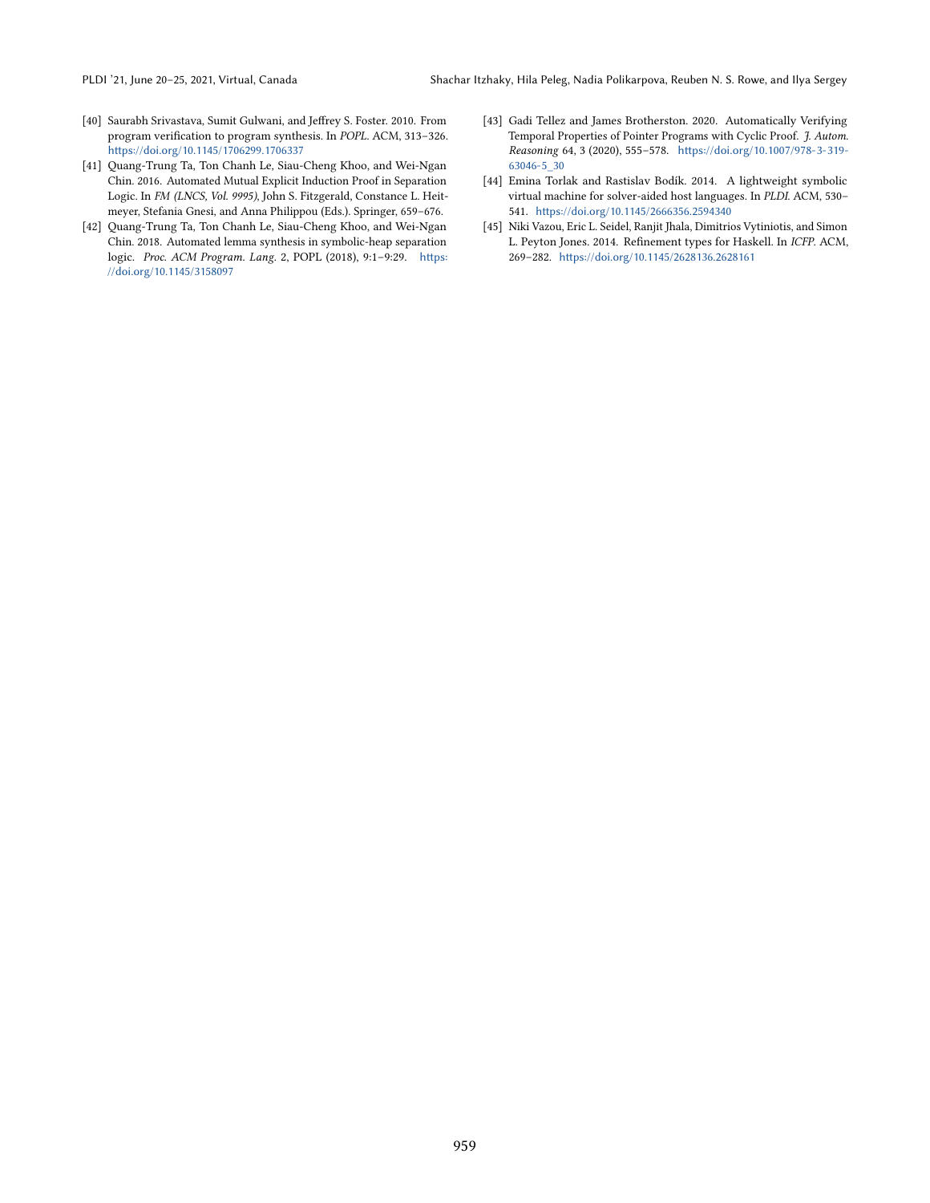[40] Saurabh Srivastava, Sumit Gulwani, and Jeffrey S. Foster. 2010. From program verification to program synthesis. In *POPL*. ACM, 313–326. https://doi.org/10.1145/1706299.1706337

[41] Quang-Trung Ta, Ton Chanh Le, Siau-Cheng Khoo, and Wei-Ngan Chin. 2016. Automated Mutual Explicit Induction Proof in Separation Logic. In *FM (LNCS, Vol. 9995)*, John S. Fitzgerald, Constance L. Heitmeyer, Stefania Gnesi, and Anna Philippou (Eds.). Springer, 659–676.

[42] Quang-Trung Ta, Ton Chanh Le, Siau-Cheng Khoo, and Wei-Ngan Chin. 2018. Automated lemma synthesis in symbolic-heap separation logic. *Proc. ACM Program. Lang.* 2, POPL (2018), 9:1–9:29. https://doi.org/10.1145/3158097

[43] Gadi Tellez and James Brotherston. 2020. Automatically Verifying Temporal Properties of Pointer Programs with Cyclic Proof. *J. Autom. Reasoning* 64, 3 (2020), 555–578. https://doi.org/10.1007/978-3-319-63046-5_30

[44] Emina Torlak and Rastislav Bodík. 2014. A lightweight symbolic virtual machine for solver-aided host languages. In *PLDI*. ACM, 530–541. https://doi.org/10.1145/2666356.2594340

[45] Niki Vazou, Eric L. Seidel, Ranjit Jhala, Dimitrios Vytiniotis, and Simon L. Peyton Jones. 2014. Refinement types for Haskell. In *ICFP*. ACM, 269–282. https://doi.org/10.1145/2628136.2628161